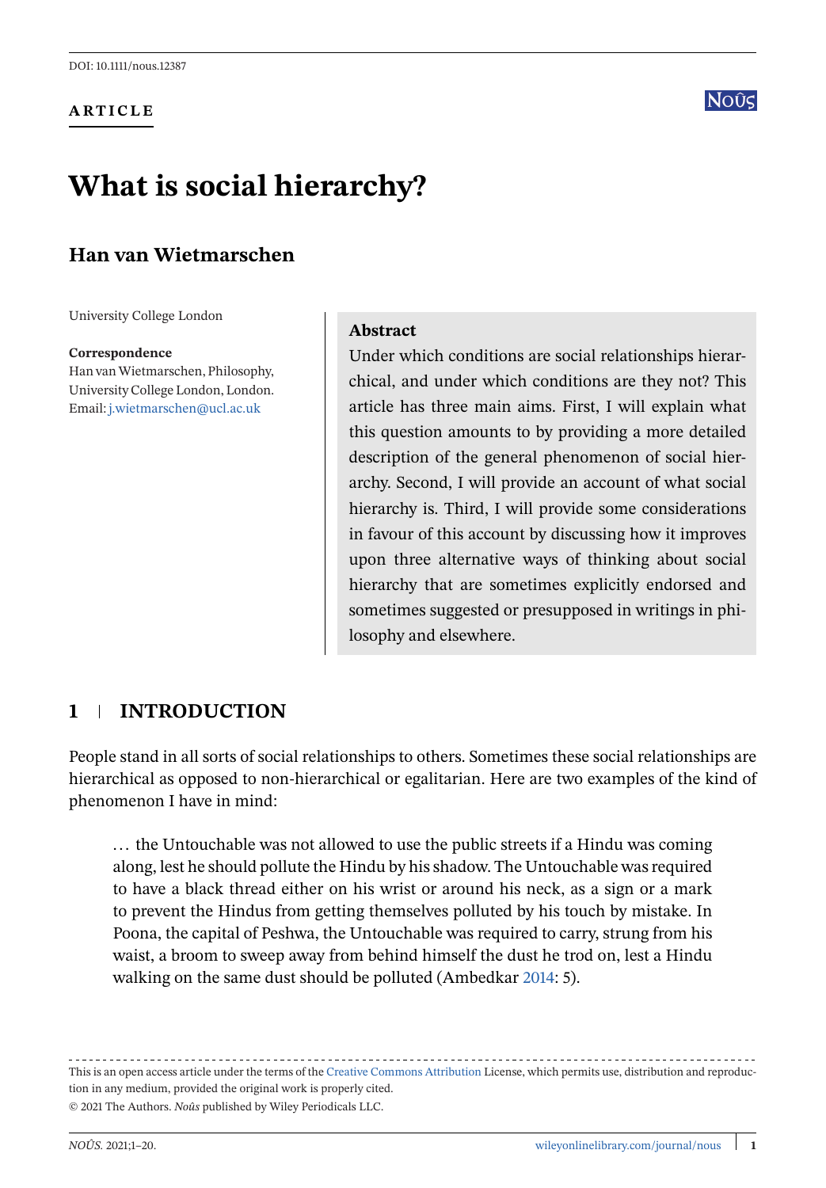DOI: 10.1111/nous.12387

**ARTICLE**

# What is social hierarchy?

## Han van Wietmarschen

University College London

**Correspondence**
Han van Wietmarschen, Philosophy, University College London, London.
Email: j.wietmarschen@ucl.ac.uk

**Abstract**

Under which conditions are social relationships hierarchical, and under which conditions are they not? This article has three main aims. First, I will explain what this question amounts to by providing a more detailed description of the general phenomenon of social hierarchy. Second, I will provide an account of what social hierarchy is. Third, I will provide some considerations in favour of this account by discussing how it improves upon three alternative ways of thinking about social hierarchy that are sometimes explicitly endorsed and sometimes suggested or presupposed in writings in philosophy and elsewhere.

## 1 INTRODUCTION

People stand in all sorts of social relationships to others. Sometimes these social relationships are hierarchical as opposed to non-hierarchical or egalitarian. Here are two examples of the kind of phenomenon I have in mind:

> … the Untouchable was not allowed to use the public streets if a Hindu was coming along, lest he should pollute the Hindu by his shadow. The Untouchable was required to have a black thread either on his wrist or around his neck, as a sign or a mark to prevent the Hindus from getting themselves polluted by his touch by mistake. In Poona, the capital of Peshwa, the Untouchable was required to carry, strung from his waist, a broom to sweep away from behind himself the dust he trod on, lest a Hindu walking on the same dust should be polluted (Ambedkar 2014: 5).

This is an open access article under the terms of the Creative Commons Attribution License, which permits use, distribution and reproduction in any medium, provided the original work is properly cited.

© 2021 The Authors. *Noûs* published by Wiley Periodicals LLC.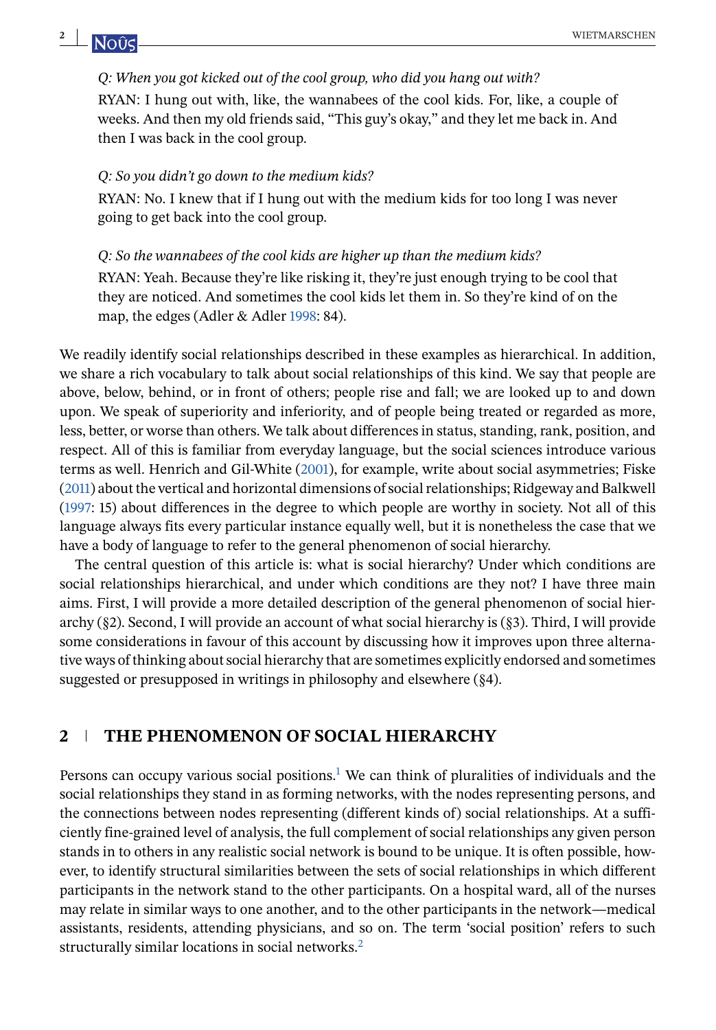*Q: When you got kicked out of the cool group, who did you hang out with?*

RYAN: I hung out with, like, the wannabees of the cool kids. For, like, a couple of weeks. And then my old friends said, "This guy's okay," and they let me back in. And then I was back in the cool group.

*Q: So you didn't go down to the medium kids?*

RYAN: No. I knew that if I hung out with the medium kids for too long I was never going to get back into the cool group.

*Q: So the wannabees of the cool kids are higher up than the medium kids?*

RYAN: Yeah. Because they're like risking it, they're just enough trying to be cool that they are noticed. And sometimes the cool kids let them in. So they're kind of on the map, the edges (Adler & Adler 1998: 84).

We readily identify social relationships described in these examples as hierarchical. In addition, we share a rich vocabulary to talk about social relationships of this kind. We say that people are above, below, behind, or in front of others; people rise and fall; we are looked up to and down upon. We speak of superiority and inferiority, and of people being treated or regarded as more, less, better, or worse than others. We talk about differences in status, standing, rank, position, and respect. All of this is familiar from everyday language, but the social sciences introduce various terms as well. Henrich and Gil-White (2001), for example, write about social asymmetries; Fiske (2011) about the vertical and horizontal dimensions of social relationships; Ridgeway and Balkwell (1997: 15) about differences in the degree to which people are worthy in society. Not all of this language always fits every particular instance equally well, but it is nonetheless the case that we have a body of language to refer to the general phenomenon of social hierarchy.

The central question of this article is: what is social hierarchy? Under which conditions are social relationships hierarchical, and under which conditions are they not? I have three main aims. First, I will provide a more detailed description of the general phenomenon of social hierarchy (§2). Second, I will provide an account of what social hierarchy is (§3). Third, I will provide some considerations in favour of this account by discussing how it improves upon three alternative ways of thinking about social hierarchy that are sometimes explicitly endorsed and sometimes suggested or presupposed in writings in philosophy and elsewhere (§4).

## 2 THE PHENOMENON OF SOCIAL HIERARCHY

Persons can occupy various social positions.[1] We can think of pluralities of individuals and the social relationships they stand in as forming networks, with the nodes representing persons, and the connections between nodes representing (different kinds of) social relationships. At a sufficiently fine-grained level of analysis, the full complement of social relationships any given person stands in to others in any realistic social network is bound to be unique. It is often possible, however, to identify structural similarities between the sets of social relationships in which different participants in the network stand to the other participants. On a hospital ward, all of the nurses may relate in similar ways to one another, and to the other participants in the network—medical assistants, residents, attending physicians, and so on. The term 'social position' refers to such structurally similar locations in social networks.[2]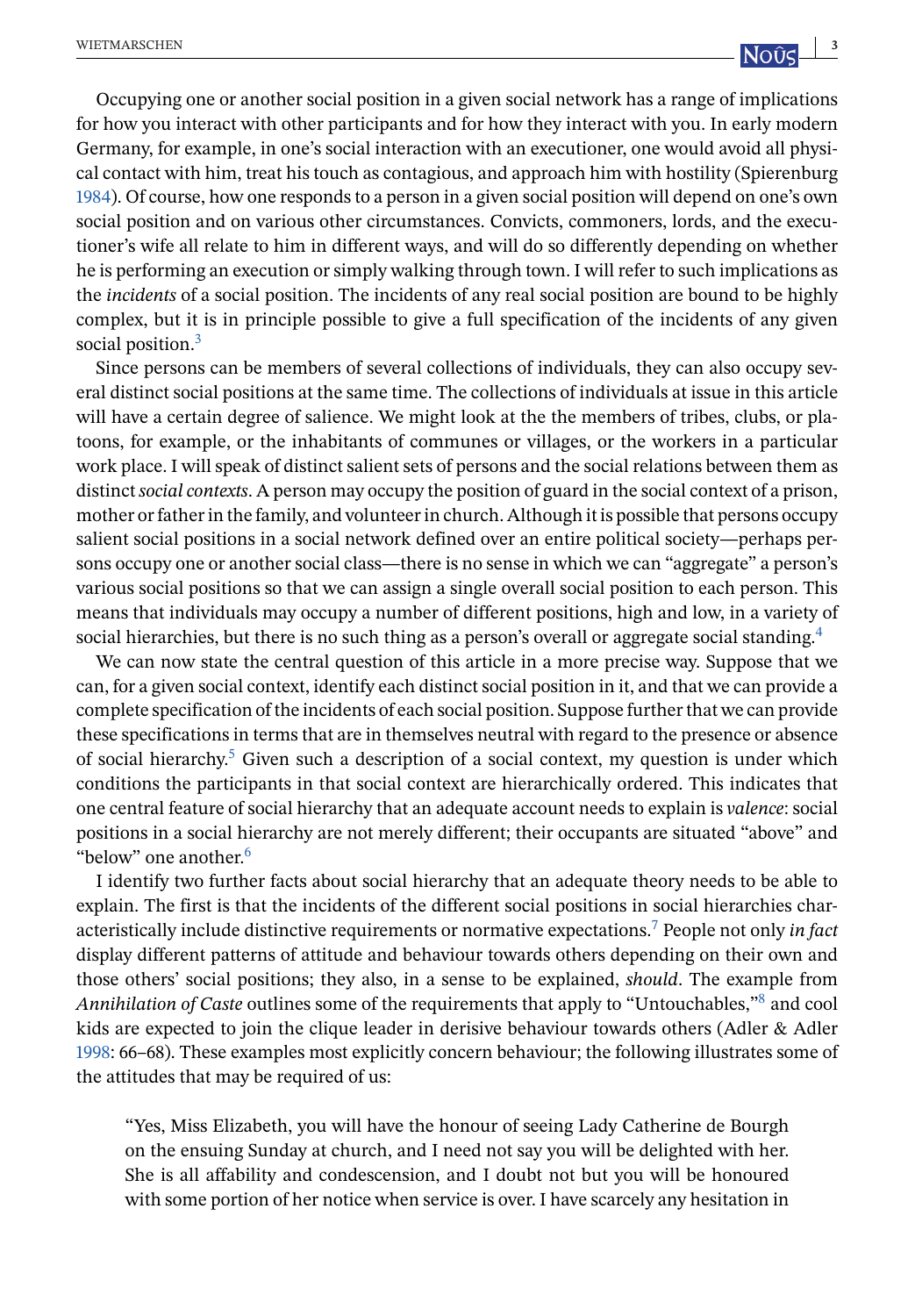Occupying one or another social position in a given social network has a range of implications for how you interact with other participants and for how they interact with you. In early modern Germany, for example, in one's social interaction with an executioner, one would avoid all physical contact with him, treat his touch as contagious, and approach him with hostility (Spierenburg 1984). Of course, how one responds to a person in a given social position will depend on one's own social position and on various other circumstances. Convicts, commoners, lords, and the executioner's wife all relate to him in different ways, and will do so differently depending on whether he is performing an execution or simply walking through town. I will refer to such implications as the *incidents* of a social position. The incidents of any real social position are bound to be highly complex, but it is in principle possible to give a full specification of the incidents of any given social position.[3]

Since persons can be members of several collections of individuals, they can also occupy several distinct social positions at the same time. The collections of individuals at issue in this article will have a certain degree of salience. We might look at the the members of tribes, clubs, or platoons, for example, or the inhabitants of communes or villages, or the workers in a particular work place. I will speak of distinct salient sets of persons and the social relations between them as distinct *social contexts*. A person may occupy the position of guard in the social context of a prison, mother or father in the family, and volunteer in church. Although it is possible that persons occupy salient social positions in a social network defined over an entire political society—perhaps persons occupy one or another social class—there is no sense in which we can "aggregate" a person's various social positions so that we can assign a single overall social position to each person. This means that individuals may occupy a number of different positions, high and low, in a variety of social hierarchies, but there is no such thing as a person's overall or aggregate social standing.[4]

We can now state the central question of this article in a more precise way. Suppose that we can, for a given social context, identify each distinct social position in it, and that we can provide a complete specification of the incidents of each social position. Suppose further that we can provide these specifications in terms that are in themselves neutral with regard to the presence or absence of social hierarchy.[5] Given such a description of a social context, my question is under which conditions the participants in that social context are hierarchically ordered. This indicates that one central feature of social hierarchy that an adequate account needs to explain is *valence*: social positions in a social hierarchy are not merely different; their occupants are situated "above" and "below" one another.[6]

I identify two further facts about social hierarchy that an adequate theory needs to be able to explain. The first is that the incidents of the different social positions in social hierarchies characteristically include distinctive requirements or normative expectations.[7] People not only *in fact* display different patterns of attitude and behaviour towards others depending on their own and those others' social positions; they also, in a sense to be explained, *should*. The example from *Annihilation of Caste* outlines some of the requirements that apply to "Untouchables,"[8] and cool kids are expected to join the clique leader in derisive behaviour towards others (Adler & Adler 1998: 66–68). These examples most explicitly concern behaviour; the following illustrates some of the attitudes that may be required of us:

> "Yes, Miss Elizabeth, you will have the honour of seeing Lady Catherine de Bourgh on the ensuing Sunday at church, and I need not say you will be delighted with her. She is all affability and condescension, and I doubt not but you will be honoured with some portion of her notice when service is over. I have scarcely any hesitation in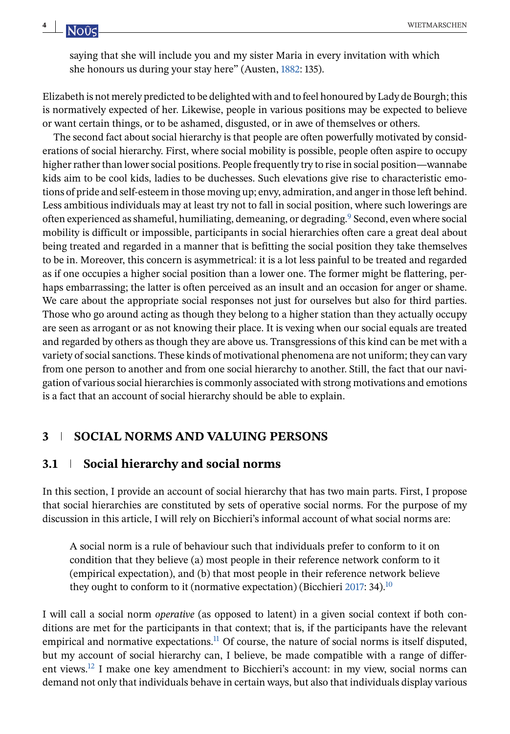saying that she will include you and my sister Maria in every invitation with which she honours us during your stay here" (Austen, 1882: 135).

Elizabeth is not merely predicted to be delighted with and to feel honoured by Lady de Bourgh; this is normatively expected of her. Likewise, people in various positions may be expected to believe or want certain things, or to be ashamed, disgusted, or in awe of themselves or others.

The second fact about social hierarchy is that people are often powerfully motivated by considerations of social hierarchy. First, where social mobility is possible, people often aspire to occupy higher rather than lower social positions. People frequently try to rise in social position—wannabe kids aim to be cool kids, ladies to be duchesses. Such elevations give rise to characteristic emotions of pride and self-esteem in those moving up; envy, admiration, and anger in those left behind. Less ambitious individuals may at least try not to fall in social position, where such lowerings are often experienced as shameful, humiliating, demeaning, or degrading.[9] Second, even where social mobility is difficult or impossible, participants in social hierarchies often care a great deal about being treated and regarded in a manner that is befitting the social position they take themselves to be in. Moreover, this concern is asymmetrical: it is a lot less painful to be treated and regarded as if one occupies a higher social position than a lower one. The former might be flattering, perhaps embarrassing; the latter is often perceived as an insult and an occasion for anger or shame. We care about the appropriate social responses not just for ourselves but also for third parties. Those who go around acting as though they belong to a higher station than they actually occupy are seen as arrogant or as not knowing their place. It is vexing when our social equals are treated and regarded by others as though they are above us. Transgressions of this kind can be met with a variety of social sanctions. These kinds of motivational phenomena are not uniform; they can vary from one person to another and from one social hierarchy to another. Still, the fact that our navigation of various social hierarchies is commonly associated with strong motivations and emotions is a fact that an account of social hierarchy should be able to explain.

## 3 SOCIAL NORMS AND VALUING PERSONS

### 3.1 Social hierarchy and social norms

In this section, I provide an account of social hierarchy that has two main parts. First, I propose that social hierarchies are constituted by sets of operative social norms. For the purpose of my discussion in this article, I will rely on Bicchieri's informal account of what social norms are:

> A social norm is a rule of behaviour such that individuals prefer to conform to it on condition that they believe (a) most people in their reference network conform to it (empirical expectation), and (b) that most people in their reference network believe they ought to conform to it (normative expectation) (Bicchieri 2017: 34).[10]

I will call a social norm *operative* (as opposed to latent) in a given social context if both conditions are met for the participants in that context; that is, if the participants have the relevant empirical and normative expectations.[11] Of course, the nature of social norms is itself disputed, but my account of social hierarchy can, I believe, be made compatible with a range of different views.[12] I make one key amendment to Bicchieri's account: in my view, social norms can demand not only that individuals behave in certain ways, but also that individuals display various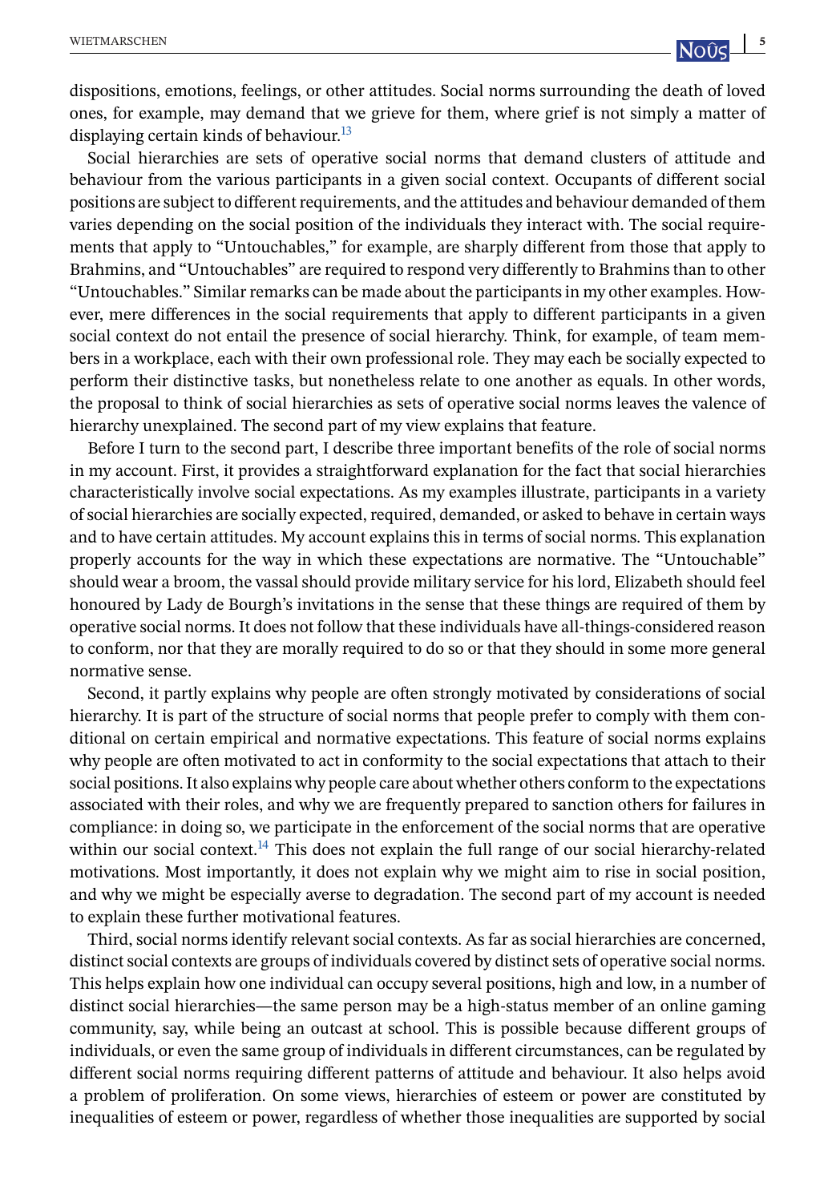dispositions, emotions, feelings, or other attitudes. Social norms surrounding the death of loved ones, for example, may demand that we grieve for them, where grief is not simply a matter of displaying certain kinds of behaviour.[13]

Social hierarchies are sets of operative social norms that demand clusters of attitude and behaviour from the various participants in a given social context. Occupants of different social positions are subject to different requirements, and the attitudes and behaviour demanded of them varies depending on the social position of the individuals they interact with. The social requirements that apply to "Untouchables," for example, are sharply different from those that apply to Brahmins, and "Untouchables" are required to respond very differently to Brahmins than to other "Untouchables." Similar remarks can be made about the participants in my other examples. However, mere differences in the social requirements that apply to different participants in a given social context do not entail the presence of social hierarchy. Think, for example, of team members in a workplace, each with their own professional role. They may each be socially expected to perform their distinctive tasks, but nonetheless relate to one another as equals. In other words, the proposal to think of social hierarchies as sets of operative social norms leaves the valence of hierarchy unexplained. The second part of my view explains that feature.

Before I turn to the second part, I describe three important benefits of the role of social norms in my account. First, it provides a straightforward explanation for the fact that social hierarchies characteristically involve social expectations. As my examples illustrate, participants in a variety of social hierarchies are socially expected, required, demanded, or asked to behave in certain ways and to have certain attitudes. My account explains this in terms of social norms. This explanation properly accounts for the way in which these expectations are normative. The "Untouchable" should wear a broom, the vassal should provide military service for his lord, Elizabeth should feel honoured by Lady de Bourgh's invitations in the sense that these things are required of them by operative social norms. It does not follow that these individuals have all-things-considered reason to conform, nor that they are morally required to do so or that they should in some more general normative sense.

Second, it partly explains why people are often strongly motivated by considerations of social hierarchy. It is part of the structure of social norms that people prefer to comply with them conditional on certain empirical and normative expectations. This feature of social norms explains why people are often motivated to act in conformity to the social expectations that attach to their social positions. It also explains why people care about whether others conform to the expectations associated with their roles, and why we are frequently prepared to sanction others for failures in compliance: in doing so, we participate in the enforcement of the social norms that are operative within our social context.[14] This does not explain the full range of our social hierarchy-related motivations. Most importantly, it does not explain why we might aim to rise in social position, and why we might be especially averse to degradation. The second part of my account is needed to explain these further motivational features.

Third, social norms identify relevant social contexts. As far as social hierarchies are concerned, distinct social contexts are groups of individuals covered by distinct sets of operative social norms. This helps explain how one individual can occupy several positions, high and low, in a number of distinct social hierarchies—the same person may be a high-status member of an online gaming community, say, while being an outcast at school. This is possible because different groups of individuals, or even the same group of individuals in different circumstances, can be regulated by different social norms requiring different patterns of attitude and behaviour. It also helps avoid a problem of proliferation. On some views, hierarchies of esteem or power are constituted by inequalities of esteem or power, regardless of whether those inequalities are supported by social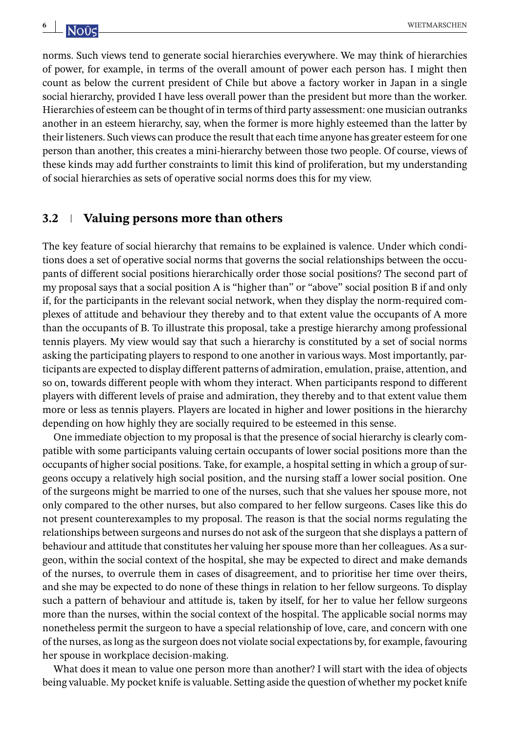norms. Such views tend to generate social hierarchies everywhere. We may think of hierarchies of power, for example, in terms of the overall amount of power each person has. I might then count as below the current president of Chile but above a factory worker in Japan in a single social hierarchy, provided I have less overall power than the president but more than the worker. Hierarchies of esteem can be thought of in terms of third party assessment: one musician outranks another in an esteem hierarchy, say, when the former is more highly esteemed than the latter by their listeners. Such views can produce the result that each time anyone has greater esteem for one person than another, this creates a mini-hierarchy between those two people. Of course, views of these kinds may add further constraints to limit this kind of proliferation, but my understanding of social hierarchies as sets of operative social norms does this for my view.

## 3.2 | Valuing persons more than others

The key feature of social hierarchy that remains to be explained is valence. Under which conditions does a set of operative social norms that governs the social relationships between the occupants of different social positions hierarchically order those social positions? The second part of my proposal says that a social position A is "higher than" or "above" social position B if and only if, for the participants in the relevant social network, when they display the norm-required complexes of attitude and behaviour they thereby and to that extent value the occupants of A more than the occupants of B. To illustrate this proposal, take a prestige hierarchy among professional tennis players. My view would say that such a hierarchy is constituted by a set of social norms asking the participating players to respond to one another in various ways. Most importantly, participants are expected to display different patterns of admiration, emulation, praise, attention, and so on, towards different people with whom they interact. When participants respond to different players with different levels of praise and admiration, they thereby and to that extent value them more or less as tennis players. Players are located in higher and lower positions in the hierarchy depending on how highly they are socially required to be esteemed in this sense.

One immediate objection to my proposal is that the presence of social hierarchy is clearly compatible with some participants valuing certain occupants of lower social positions more than the occupants of higher social positions. Take, for example, a hospital setting in which a group of surgeons occupy a relatively high social position, and the nursing staff a lower social position. One of the surgeons might be married to one of the nurses, such that she values her spouse more, not only compared to the other nurses, but also compared to her fellow surgeons. Cases like this do not present counterexamples to my proposal. The reason is that the social norms regulating the relationships between surgeons and nurses do not ask of the surgeon that she displays a pattern of behaviour and attitude that constitutes her valuing her spouse more than her colleagues. As a surgeon, within the social context of the hospital, she may be expected to direct and make demands of the nurses, to overrule them in cases of disagreement, and to prioritise her time over theirs, and she may be expected to do none of these things in relation to her fellow surgeons. To display such a pattern of behaviour and attitude is, taken by itself, for her to value her fellow surgeons more than the nurses, within the social context of the hospital. The applicable social norms may nonetheless permit the surgeon to have a special relationship of love, care, and concern with one of the nurses, as long as the surgeon does not violate social expectations by, for example, favouring her spouse in workplace decision-making.

What does it mean to value one person more than another? I will start with the idea of objects being valuable. My pocket knife is valuable. Setting aside the question of whether my pocket knife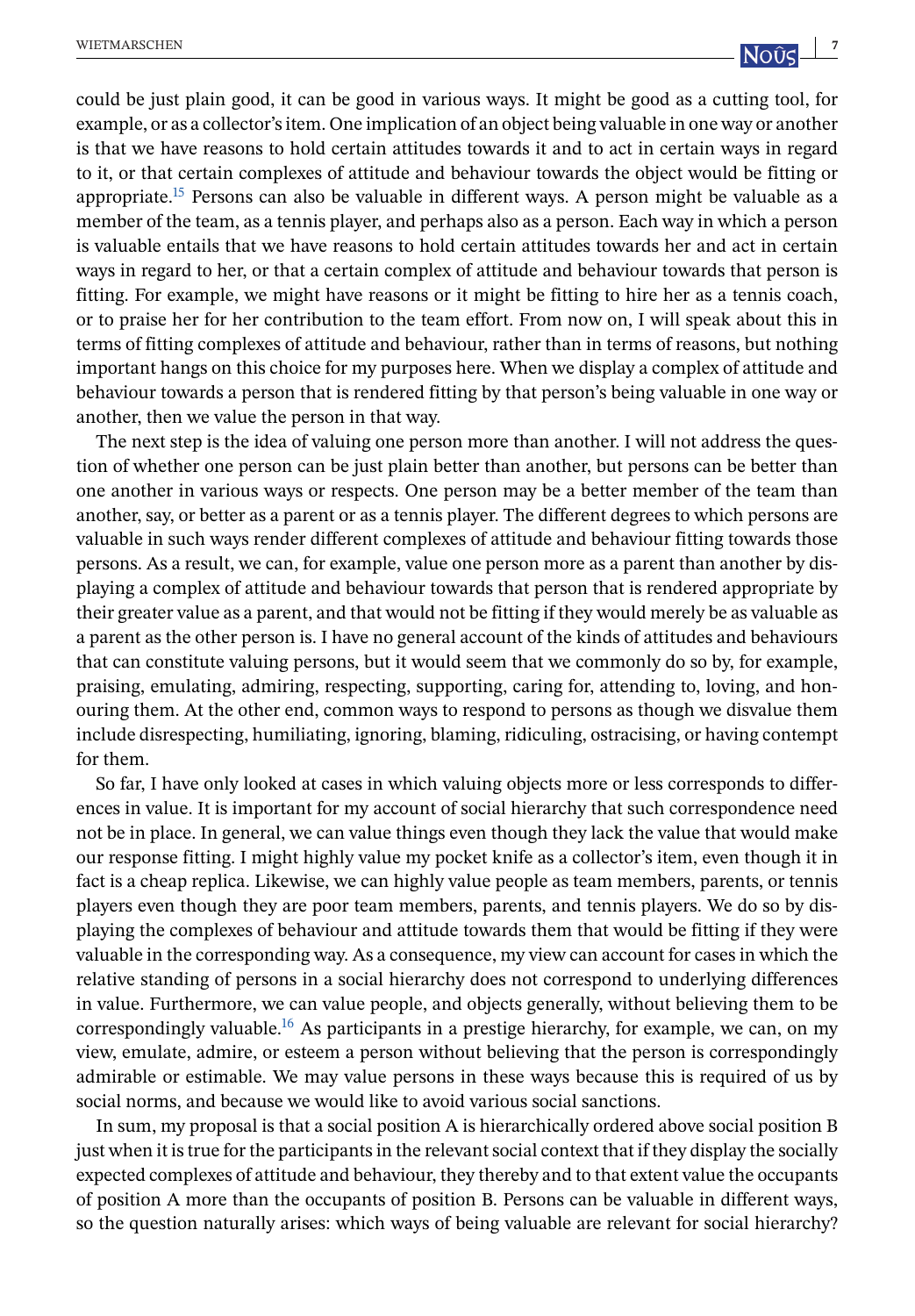could be just plain good, it can be good in various ways. It might be good as a cutting tool, for example, or as a collector's item. One implication of an object being valuable in one way or another is that we have reasons to hold certain attitudes towards it and to act in certain ways in regard to it, or that certain complexes of attitude and behaviour towards the object would be fitting or appropriate.[15] Persons can also be valuable in different ways. A person might be valuable as a member of the team, as a tennis player, and perhaps also as a person. Each way in which a person is valuable entails that we have reasons to hold certain attitudes towards her and act in certain ways in regard to her, or that a certain complex of attitude and behaviour towards that person is fitting. For example, we might have reasons or it might be fitting to hire her as a tennis coach, or to praise her for her contribution to the team effort. From now on, I will speak about this in terms of fitting complexes of attitude and behaviour, rather than in terms of reasons, but nothing important hangs on this choice for my purposes here. When we display a complex of attitude and behaviour towards a person that is rendered fitting by that person's being valuable in one way or another, then we value the person in that way.

The next step is the idea of valuing one person more than another. I will not address the question of whether one person can be just plain better than another, but persons can be better than one another in various ways or respects. One person may be a better member of the team than another, say, or better as a parent or as a tennis player. The different degrees to which persons are valuable in such ways render different complexes of attitude and behaviour fitting towards those persons. As a result, we can, for example, value one person more as a parent than another by displaying a complex of attitude and behaviour towards that person that is rendered appropriate by their greater value as a parent, and that would not be fitting if they would merely be as valuable as a parent as the other person is. I have no general account of the kinds of attitudes and behaviours that can constitute valuing persons, but it would seem that we commonly do so by, for example, praising, emulating, admiring, respecting, supporting, caring for, attending to, loving, and honouring them. At the other end, common ways to respond to persons as though we disvalue them include disrespecting, humiliating, ignoring, blaming, ridiculing, ostracising, or having contempt for them.

So far, I have only looked at cases in which valuing objects more or less corresponds to differences in value. It is important for my account of social hierarchy that such correspondence need not be in place. In general, we can value things even though they lack the value that would make our response fitting. I might highly value my pocket knife as a collector's item, even though it in fact is a cheap replica. Likewise, we can highly value people as team members, parents, or tennis players even though they are poor team members, parents, and tennis players. We do so by displaying the complexes of behaviour and attitude towards them that would be fitting if they were valuable in the corresponding way. As a consequence, my view can account for cases in which the relative standing of persons in a social hierarchy does not correspond to underlying differences in value. Furthermore, we can value people, and objects generally, without believing them to be correspondingly valuable.[16] As participants in a prestige hierarchy, for example, we can, on my view, emulate, admire, or esteem a person without believing that the person is correspondingly admirable or estimable. We may value persons in these ways because this is required of us by social norms, and because we would like to avoid various social sanctions.

In sum, my proposal is that a social position A is hierarchically ordered above social position B just when it is true for the participants in the relevant social context that if they display the socially expected complexes of attitude and behaviour, they thereby and to that extent value the occupants of position A more than the occupants of position B. Persons can be valuable in different ways, so the question naturally arises: which ways of being valuable are relevant for social hierarchy?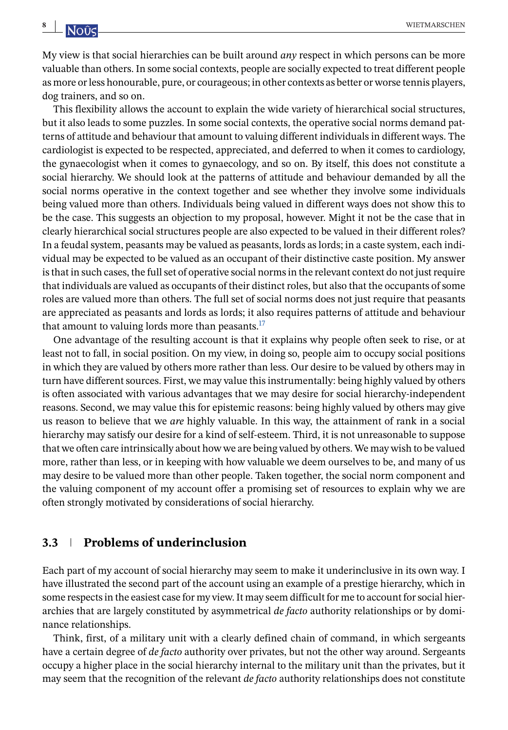My view is that social hierarchies can be built around *any* respect in which persons can be more valuable than others. In some social contexts, people are socially expected to treat different people as more or less honourable, pure, or courageous; in other contexts as better or worse tennis players, dog trainers, and so on.

This flexibility allows the account to explain the wide variety of hierarchical social structures, but it also leads to some puzzles. In some social contexts, the operative social norms demand patterns of attitude and behaviour that amount to valuing different individuals in different ways. The cardiologist is expected to be respected, appreciated, and deferred to when it comes to cardiology, the gynaecologist when it comes to gynaecology, and so on. By itself, this does not constitute a social hierarchy. We should look at the patterns of attitude and behaviour demanded by all the social norms operative in the context together and see whether they involve some individuals being valued more than others. Individuals being valued in different ways does not show this to be the case. This suggests an objection to my proposal, however. Might it not be the case that in clearly hierarchical social structures people are also expected to be valued in their different roles? In a feudal system, peasants may be valued as peasants, lords as lords; in a caste system, each individual may be expected to be valued as an occupant of their distinctive caste position. My answer is that in such cases, the full set of operative social norms in the relevant context do not just require that individuals are valued as occupants of their distinct roles, but also that the occupants of some roles are valued more than others. The full set of social norms does not just require that peasants are appreciated as peasants and lords as lords; it also requires patterns of attitude and behaviour that amount to valuing lords more than peasants.[17]

One advantage of the resulting account is that it explains why people often seek to rise, or at least not to fall, in social position. On my view, in doing so, people aim to occupy social positions in which they are valued by others more rather than less. Our desire to be valued by others may in turn have different sources. First, we may value this instrumentally: being highly valued by others is often associated with various advantages that we may desire for social hierarchy-independent reasons. Second, we may value this for epistemic reasons: being highly valued by others may give us reason to believe that we *are* highly valuable. In this way, the attainment of rank in a social hierarchy may satisfy our desire for a kind of self-esteem. Third, it is not unreasonable to suppose that we often care intrinsically about how we are being valued by others. We may wish to be valued more, rather than less, or in keeping with how valuable we deem ourselves to be, and many of us may desire to be valued more than other people. Taken together, the social norm component and the valuing component of my account offer a promising set of resources to explain why we are often strongly motivated by considerations of social hierarchy.

## 3.3 Problems of underinclusion

Each part of my account of social hierarchy may seem to make it underinclusive in its own way. I have illustrated the second part of the account using an example of a prestige hierarchy, which in some respects in the easiest case for my view. It may seem difficult for me to account for social hierarchies that are largely constituted by asymmetrical *de facto* authority relationships or by dominance relationships.

Think, first, of a military unit with a clearly defined chain of command, in which sergeants have a certain degree of *de facto* authority over privates, but not the other way around. Sergeants occupy a higher place in the social hierarchy internal to the military unit than the privates, but it may seem that the recognition of the relevant *de facto* authority relationships does not constitute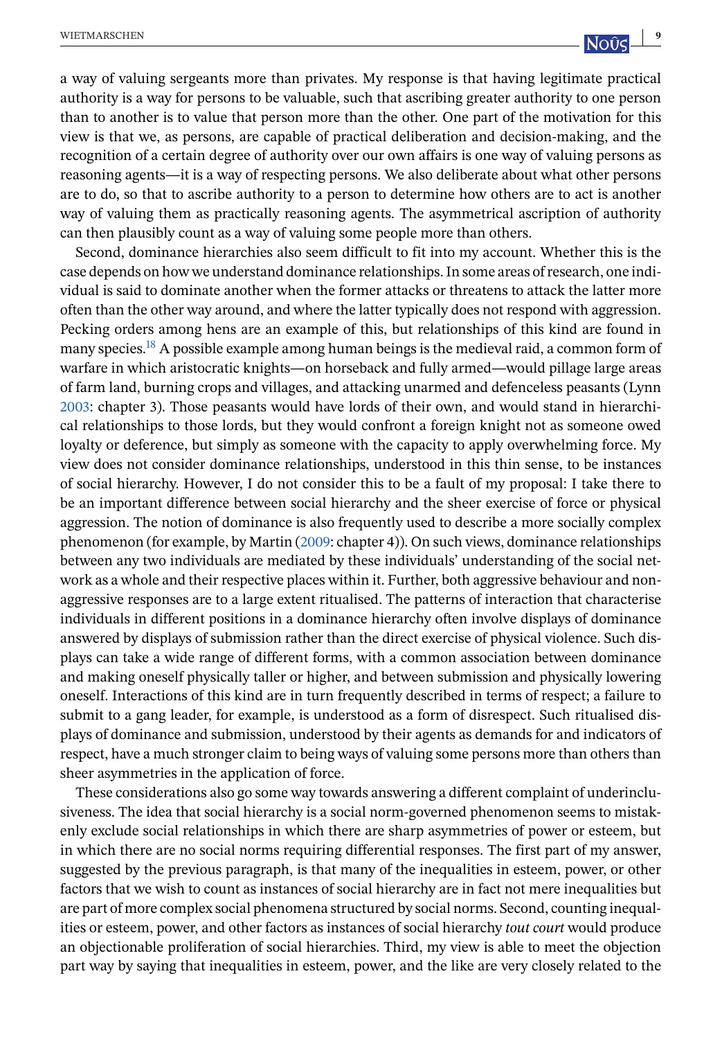a way of valuing sergeants more than privates. My response is that having legitimate practical authority is a way for persons to be valuable, such that ascribing greater authority to one person than to another is to value that person more than the other. One part of the motivation for this view is that we, as persons, are capable of practical deliberation and decision-making, and the recognition of a certain degree of authority over our own affairs is one way of valuing persons as reasoning agents—it is a way of respecting persons. We also deliberate about what other persons are to do, so that to ascribe authority to a person to determine how others are to act is another way of valuing them as practically reasoning agents. The asymmetrical ascription of authority can then plausibly count as a way of valuing some people more than others.

Second, dominance hierarchies also seem difficult to fit into my account. Whether this is the case depends on how we understand dominance relationships. In some areas of research, one individual is said to dominate another when the former attacks or threatens to attack the latter more often than the other way around, and where the latter typically does not respond with aggression. Pecking orders among hens are an example of this, but relationships of this kind are found in many species.[18] A possible example among human beings is the medieval raid, a common form of warfare in which aristocratic knights—on horseback and fully armed—would pillage large areas of farm land, burning crops and villages, and attacking unarmed and defenceless peasants (Lynn 2003: chapter 3). Those peasants would have lords of their own, and would stand in hierarchical relationships to those lords, but they would confront a foreign knight not as someone owed loyalty or deference, but simply as someone with the capacity to apply overwhelming force. My view does not consider dominance relationships, understood in this thin sense, to be instances of social hierarchy. However, I do not consider this to be a fault of my proposal: I take there to be an important difference between social hierarchy and the sheer exercise of force or physical aggression. The notion of dominance is also frequently used to describe a more socially complex phenomenon (for example, by Martin (2009: chapter 4)). On such views, dominance relationships between any two individuals are mediated by these individuals' understanding of the social network as a whole and their respective places within it. Further, both aggressive behaviour and non-aggressive responses are to a large extent ritualised. The patterns of interaction that characterise individuals in different positions in a dominance hierarchy often involve displays of dominance answered by displays of submission rather than the direct exercise of physical violence. Such displays can take a wide range of different forms, with a common association between dominance and making oneself physically taller or higher, and between submission and physically lowering oneself. Interactions of this kind are in turn frequently described in terms of respect; a failure to submit to a gang leader, for example, is understood as a form of disrespect. Such ritualised displays of dominance and submission, understood by their agents as demands for and indicators of respect, have a much stronger claim to being ways of valuing some persons more than others than sheer asymmetries in the application of force.

These considerations also go some way towards answering a different complaint of underinclusiveness. The idea that social hierarchy is a social norm-governed phenomenon seems to mistakenly exclude social relationships in which there are sharp asymmetries of power or esteem, but in which there are no social norms requiring differential responses. The first part of my answer, suggested by the previous paragraph, is that many of the inequalities in esteem, power, or other factors that we wish to count as instances of social hierarchy are in fact not mere inequalities but are part of more complex social phenomena structured by social norms. Second, counting inequalities or esteem, power, and other factors as instances of social hierarchy *tout court* would produce an objectionable proliferation of social hierarchies. Third, my view is able to meet the objection part way by saying that inequalities in esteem, power, and the like are very closely related to the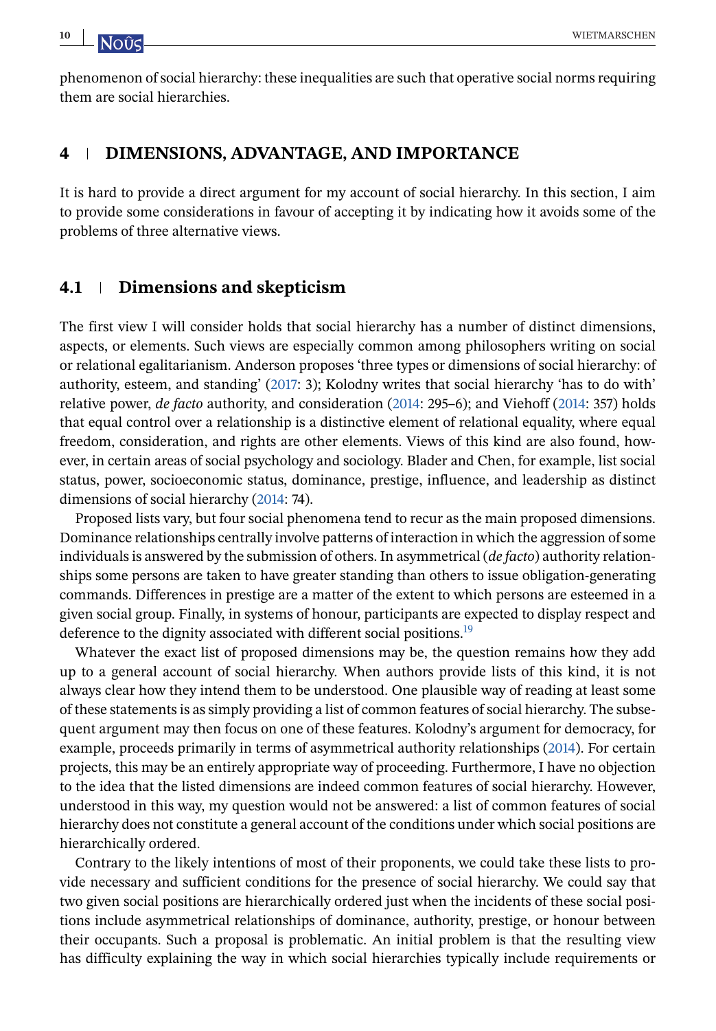phenomenon of social hierarchy: these inequalities are such that operative social norms requiring them are social hierarchies.

## 4 | DIMENSIONS, ADVANTAGE, AND IMPORTANCE

It is hard to provide a direct argument for my account of social hierarchy. In this section, I aim to provide some considerations in favour of accepting it by indicating how it avoids some of the problems of three alternative views.

### 4.1 | Dimensions and skepticism

The first view I will consider holds that social hierarchy has a number of distinct dimensions, aspects, or elements. Such views are especially common among philosophers writing on social or relational egalitarianism. Anderson proposes 'three types or dimensions of social hierarchy: of authority, esteem, and standing' (2017: 3); Kolodny writes that social hierarchy 'has to do with' relative power, *de facto* authority, and consideration (2014: 295–6); and Viehoff (2014: 357) holds that equal control over a relationship is a distinctive element of relational equality, where equal freedom, consideration, and rights are other elements. Views of this kind are also found, however, in certain areas of social psychology and sociology. Blader and Chen, for example, list social status, power, socioeconomic status, dominance, prestige, influence, and leadership as distinct dimensions of social hierarchy (2014: 74).

Proposed lists vary, but four social phenomena tend to recur as the main proposed dimensions. Dominance relationships centrally involve patterns of interaction in which the aggression of some individuals is answered by the submission of others. In asymmetrical (*de facto*) authority relationships some persons are taken to have greater standing than others to issue obligation-generating commands. Differences in prestige are a matter of the extent to which persons are esteemed in a given social group. Finally, in systems of honour, participants are expected to display respect and deference to the dignity associated with different social positions.[19]

Whatever the exact list of proposed dimensions may be, the question remains how they add up to a general account of social hierarchy. When authors provide lists of this kind, it is not always clear how they intend them to be understood. One plausible way of reading at least some of these statements is as simply providing a list of common features of social hierarchy. The subsequent argument may then focus on one of these features. Kolodny's argument for democracy, for example, proceeds primarily in terms of asymmetrical authority relationships (2014). For certain projects, this may be an entirely appropriate way of proceeding. Furthermore, I have no objection to the idea that the listed dimensions are indeed common features of social hierarchy. However, understood in this way, my question would not be answered: a list of common features of social hierarchy does not constitute a general account of the conditions under which social positions are hierarchically ordered.

Contrary to the likely intentions of most of their proponents, we could take these lists to provide necessary and sufficient conditions for the presence of social hierarchy. We could say that two given social positions are hierarchically ordered just when the incidents of these social positions include asymmetrical relationships of dominance, authority, prestige, or honour between their occupants. Such a proposal is problematic. An initial problem is that the resulting view has difficulty explaining the way in which social hierarchies typically include requirements or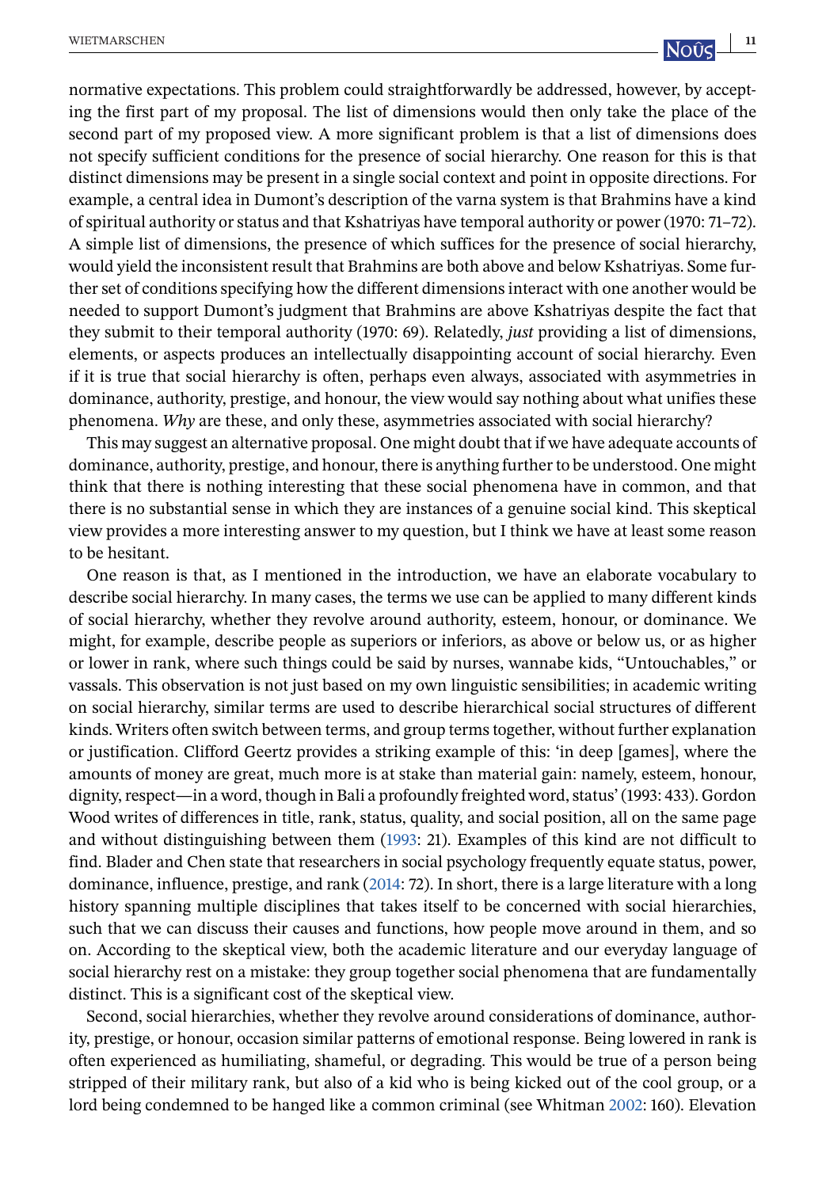normative expectations. This problem could straightforwardly be addressed, however, by accepting the first part of my proposal. The list of dimensions would then only take the place of the second part of my proposed view. A more significant problem is that a list of dimensions does not specify sufficient conditions for the presence of social hierarchy. One reason for this is that distinct dimensions may be present in a single social context and point in opposite directions. For example, a central idea in Dumont's description of the varna system is that Brahmins have a kind of spiritual authority or status and that Kshatriyas have temporal authority or power (1970: 71–72). A simple list of dimensions, the presence of which suffices for the presence of social hierarchy, would yield the inconsistent result that Brahmins are both above and below Kshatriyas. Some further set of conditions specifying how the different dimensions interact with one another would be needed to support Dumont's judgment that Brahmins are above Kshatriyas despite the fact that they submit to their temporal authority (1970: 69). Relatedly, *just* providing a list of dimensions, elements, or aspects produces an intellectually disappointing account of social hierarchy. Even if it is true that social hierarchy is often, perhaps even always, associated with asymmetries in dominance, authority, prestige, and honour, the view would say nothing about what unifies these phenomena. *Why* are these, and only these, asymmetries associated with social hierarchy?

This may suggest an alternative proposal. One might doubt that if we have adequate accounts of dominance, authority, prestige, and honour, there is anything further to be understood. One might think that there is nothing interesting that these social phenomena have in common, and that there is no substantial sense in which they are instances of a genuine social kind. This skeptical view provides a more interesting answer to my question, but I think we have at least some reason to be hesitant.

One reason is that, as I mentioned in the introduction, we have an elaborate vocabulary to describe social hierarchy. In many cases, the terms we use can be applied to many different kinds of social hierarchy, whether they revolve around authority, esteem, honour, or dominance. We might, for example, describe people as superiors or inferiors, as above or below us, or as higher or lower in rank, where such things could be said by nurses, wannabe kids, "Untouchables," or vassals. This observation is not just based on my own linguistic sensibilities; in academic writing on social hierarchy, similar terms are used to describe hierarchical social structures of different kinds. Writers often switch between terms, and group terms together, without further explanation or justification. Clifford Geertz provides a striking example of this: 'in deep [games], where the amounts of money are great, much more is at stake than material gain: namely, esteem, honour, dignity, respect—in a word, though in Bali a profoundly freighted word, status' (1993: 433). Gordon Wood writes of differences in title, rank, status, quality, and social position, all on the same page and without distinguishing between them (1993: 21). Examples of this kind are not difficult to find. Blader and Chen state that researchers in social psychology frequently equate status, power, dominance, influence, prestige, and rank (2014: 72). In short, there is a large literature with a long history spanning multiple disciplines that takes itself to be concerned with social hierarchies, such that we can discuss their causes and functions, how people move around in them, and so on. According to the skeptical view, both the academic literature and our everyday language of social hierarchy rest on a mistake: they group together social phenomena that are fundamentally distinct. This is a significant cost of the skeptical view.

Second, social hierarchies, whether they revolve around considerations of dominance, authority, prestige, or honour, occasion similar patterns of emotional response. Being lowered in rank is often experienced as humiliating, shameful, or degrading. This would be true of a person being stripped of their military rank, but also of a kid who is being kicked out of the cool group, or a lord being condemned to be hanged like a common criminal (see Whitman 2002: 160). Elevation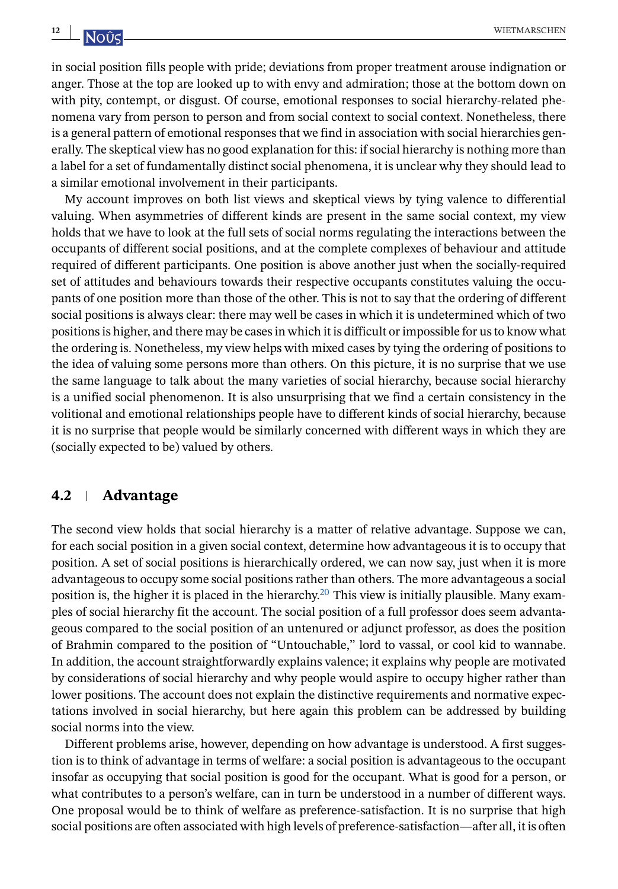in social position fills people with pride; deviations from proper treatment arouse indignation or anger. Those at the top are looked up to with envy and admiration; those at the bottom down on with pity, contempt, or disgust. Of course, emotional responses to social hierarchy-related phenomena vary from person to person and from social context to social context. Nonetheless, there is a general pattern of emotional responses that we find in association with social hierarchies generally. The skeptical view has no good explanation for this: if social hierarchy is nothing more than a label for a set of fundamentally distinct social phenomena, it is unclear why they should lead to a similar emotional involvement in their participants.

My account improves on both list views and skeptical views by tying valence to differential valuing. When asymmetries of different kinds are present in the same social context, my view holds that we have to look at the full sets of social norms regulating the interactions between the occupants of different social positions, and at the complete complexes of behaviour and attitude required of different participants. One position is above another just when the socially-required set of attitudes and behaviours towards their respective occupants constitutes valuing the occupants of one position more than those of the other. This is not to say that the ordering of different social positions is always clear: there may well be cases in which it is undetermined which of two positions is higher, and there may be cases in which it is difficult or impossible for us to know what the ordering is. Nonetheless, my view helps with mixed cases by tying the ordering of positions to the idea of valuing some persons more than others. On this picture, it is no surprise that we use the same language to talk about the many varieties of social hierarchy, because social hierarchy is a unified social phenomenon. It is also unsurprising that we find a certain consistency in the volitional and emotional relationships people have to different kinds of social hierarchy, because it is no surprise that people would be similarly concerned with different ways in which they are (socially expected to be) valued by others.

## 4.2 Advantage

The second view holds that social hierarchy is a matter of relative advantage. Suppose we can, for each social position in a given social context, determine how advantageous it is to occupy that position. A set of social positions is hierarchically ordered, we can now say, just when it is more advantageous to occupy some social positions rather than others. The more advantageous a social position is, the higher it is placed in the hierarchy.[20] This view is initially plausible. Many examples of social hierarchy fit the account. The social position of a full professor does seem advantageous compared to the social position of an untenured or adjunct professor, as does the position of Brahmin compared to the position of "Untouchable," lord to vassal, or cool kid to wannabe. In addition, the account straightforwardly explains valence; it explains why people are motivated by considerations of social hierarchy and why people would aspire to occupy higher rather than lower positions. The account does not explain the distinctive requirements and normative expectations involved in social hierarchy, but here again this problem can be addressed by building social norms into the view.

Different problems arise, however, depending on how advantage is understood. A first suggestion is to think of advantage in terms of welfare: a social position is advantageous to the occupant insofar as occupying that social position is good for the occupant. What is good for a person, or what contributes to a person's welfare, can in turn be understood in a number of different ways. One proposal would be to think of welfare as preference-satisfaction. It is no surprise that high social positions are often associated with high levels of preference-satisfaction—after all, it is often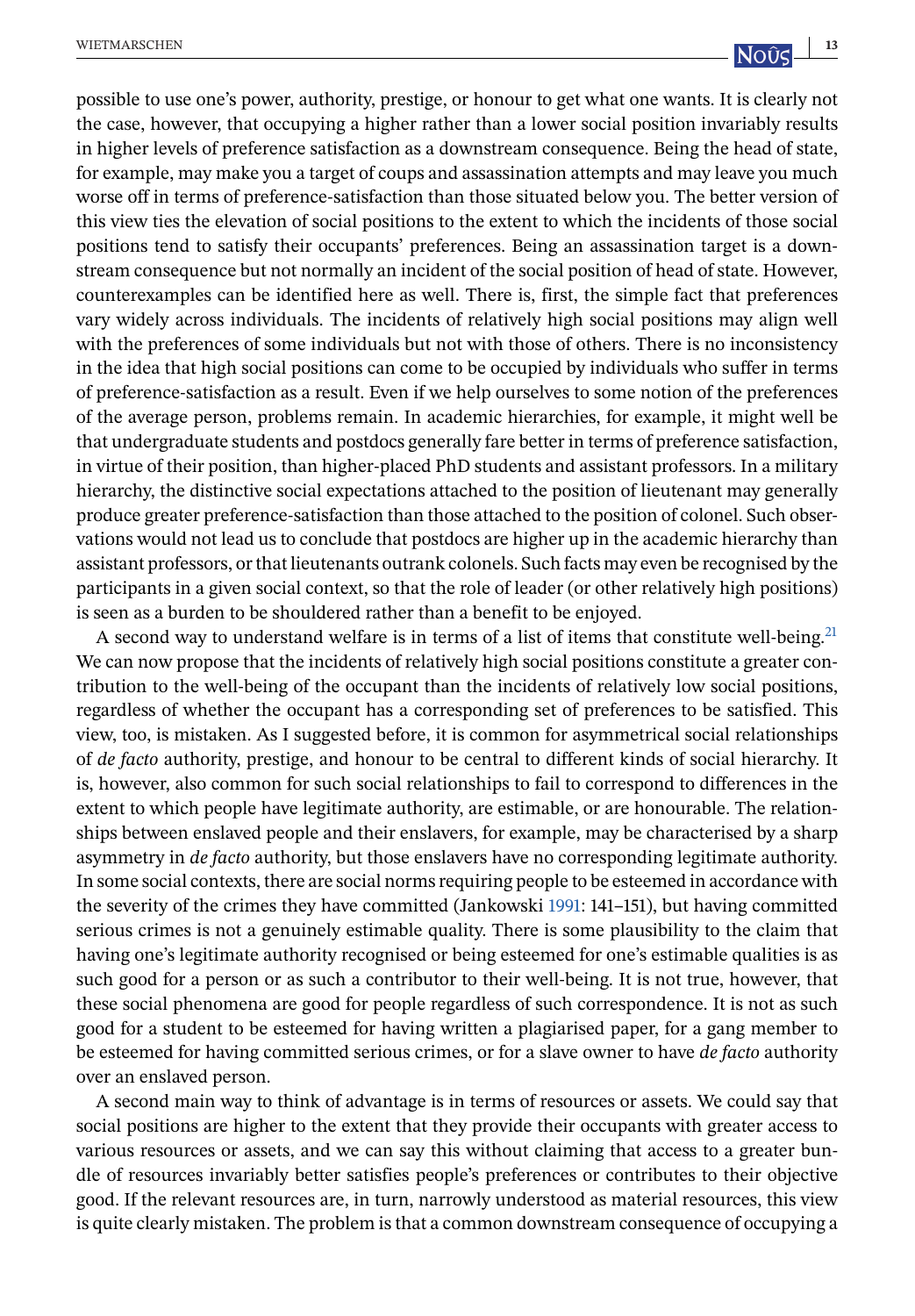possible to use one's power, authority, prestige, or honour to get what one wants. It is clearly not the case, however, that occupying a higher rather than a lower social position invariably results in higher levels of preference satisfaction as a downstream consequence. Being the head of state, for example, may make you a target of coups and assassination attempts and may leave you much worse off in terms of preference-satisfaction than those situated below you. The better version of this view ties the elevation of social positions to the extent to which the incidents of those social positions tend to satisfy their occupants' preferences. Being an assassination target is a downstream consequence but not normally an incident of the social position of head of state. However, counterexamples can be identified here as well. There is, first, the simple fact that preferences vary widely across individuals. The incidents of relatively high social positions may align well with the preferences of some individuals but not with those of others. There is no inconsistency in the idea that high social positions can come to be occupied by individuals who suffer in terms of preference-satisfaction as a result. Even if we help ourselves to some notion of the preferences of the average person, problems remain. In academic hierarchies, for example, it might well be that undergraduate students and postdocs generally fare better in terms of preference satisfaction, in virtue of their position, than higher-placed PhD students and assistant professors. In a military hierarchy, the distinctive social expectations attached to the position of lieutenant may generally produce greater preference-satisfaction than those attached to the position of colonel. Such observations would not lead us to conclude that postdocs are higher up in the academic hierarchy than assistant professors, or that lieutenants outrank colonels. Such facts may even be recognised by the participants in a given social context, so that the role of leader (or other relatively high positions) is seen as a burden to be shouldered rather than a benefit to be enjoyed.

A second way to understand welfare is in terms of a list of items that constitute well-being.[21] We can now propose that the incidents of relatively high social positions constitute a greater contribution to the well-being of the occupant than the incidents of relatively low social positions, regardless of whether the occupant has a corresponding set of preferences to be satisfied. This view, too, is mistaken. As I suggested before, it is common for asymmetrical social relationships of *de facto* authority, prestige, and honour to be central to different kinds of social hierarchy. It is, however, also common for such social relationships to fail to correspond to differences in the extent to which people have legitimate authority, are estimable, or are honourable. The relationships between enslaved people and their enslavers, for example, may be characterised by a sharp asymmetry in *de facto* authority, but those enslavers have no corresponding legitimate authority. In some social contexts, there are social norms requiring people to be esteemed in accordance with the severity of the crimes they have committed (Jankowski 1991: 141–151), but having committed serious crimes is not a genuinely estimable quality. There is some plausibility to the claim that having one's legitimate authority recognised or being esteemed for one's estimable qualities is as such good for a person or as such a contributor to their well-being. It is not true, however, that these social phenomena are good for people regardless of such correspondence. It is not as such good for a student to be esteemed for having written a plagiarised paper, for a gang member to be esteemed for having committed serious crimes, or for a slave owner to have *de facto* authority over an enslaved person.

A second main way to think of advantage is in terms of resources or assets. We could say that social positions are higher to the extent that they provide their occupants with greater access to various resources or assets, and we can say this without claiming that access to a greater bundle of resources invariably better satisfies people's preferences or contributes to their objective good. If the relevant resources are, in turn, narrowly understood as material resources, this view is quite clearly mistaken. The problem is that a common downstream consequence of occupying a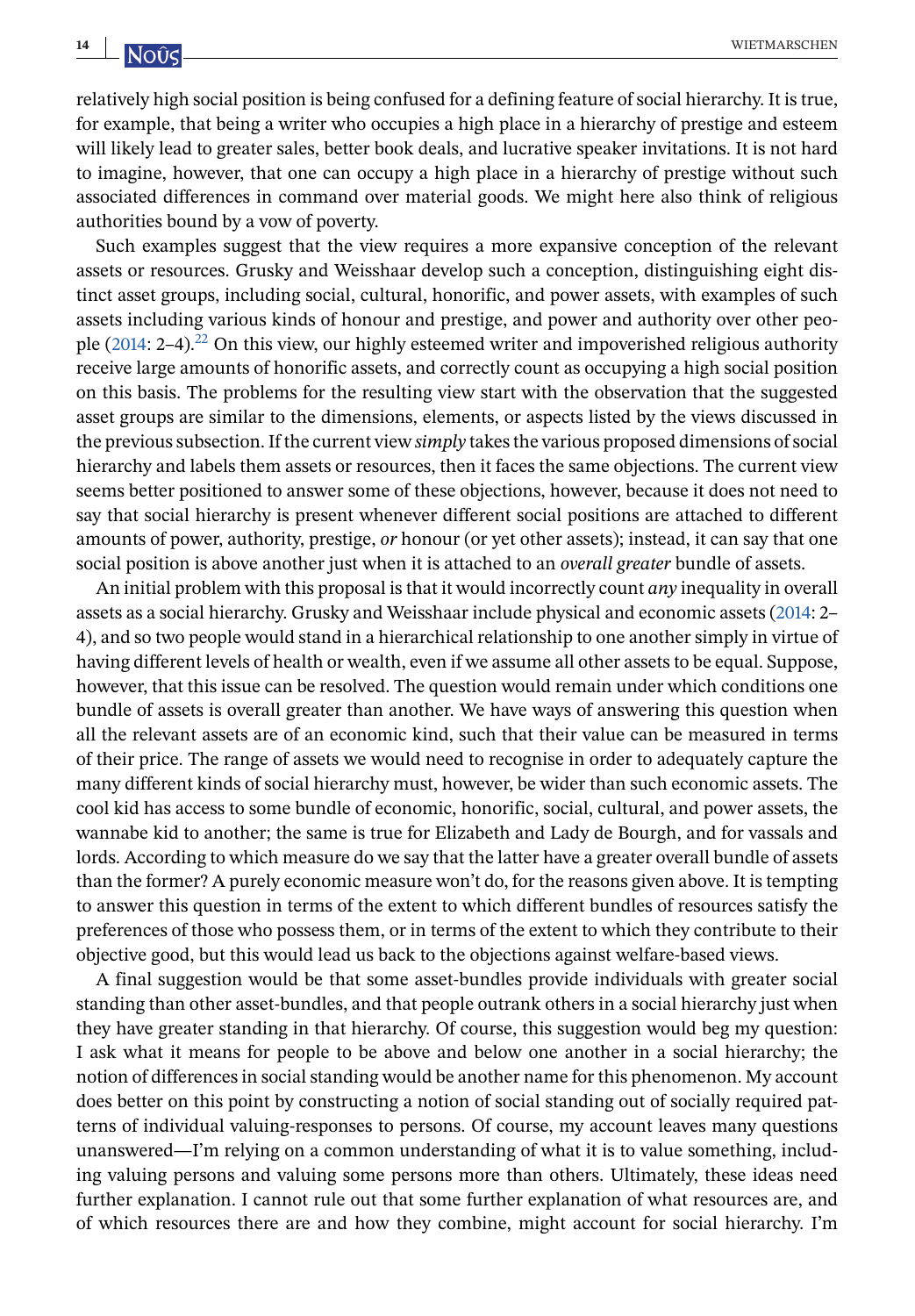relatively high social position is being confused for a defining feature of social hierarchy. It is true, for example, that being a writer who occupies a high place in a hierarchy of prestige and esteem will likely lead to greater sales, better book deals, and lucrative speaker invitations. It is not hard to imagine, however, that one can occupy a high place in a hierarchy of prestige without such associated differences in command over material goods. We might here also think of religious authorities bound by a vow of poverty.

Such examples suggest that the view requires a more expansive conception of the relevant assets or resources. Grusky and Weisshaar develop such a conception, distinguishing eight distinct asset groups, including social, cultural, honorific, and power assets, with examples of such assets including various kinds of honour and prestige, and power and authority over other people (2014: 2–4).[22] On this view, our highly esteemed writer and impoverished religious authority receive large amounts of honorific assets, and correctly count as occupying a high social position on this basis. The problems for the resulting view start with the observation that the suggested asset groups are similar to the dimensions, elements, or aspects listed by the views discussed in the previous subsection. If the current view *simply* takes the various proposed dimensions of social hierarchy and labels them assets or resources, then it faces the same objections. The current view seems better positioned to answer some of these objections, however, because it does not need to say that social hierarchy is present whenever different social positions are attached to different amounts of power, authority, prestige, *or* honour (or yet other assets); instead, it can say that one social position is above another just when it is attached to an *overall greater* bundle of assets.

An initial problem with this proposal is that it would incorrectly count *any* inequality in overall assets as a social hierarchy. Grusky and Weisshaar include physical and economic assets (2014: 2–4), and so two people would stand in a hierarchical relationship to one another simply in virtue of having different levels of health or wealth, even if we assume all other assets to be equal. Suppose, however, that this issue can be resolved. The question would remain under which conditions one bundle of assets is overall greater than another. We have ways of answering this question when all the relevant assets are of an economic kind, such that their value can be measured in terms of their price. The range of assets we would need to recognise in order to adequately capture the many different kinds of social hierarchy must, however, be wider than such economic assets. The cool kid has access to some bundle of economic, honorific, social, cultural, and power assets, the wannabe kid to another; the same is true for Elizabeth and Lady de Bourgh, and for vassals and lords. According to which measure do we say that the latter have a greater overall bundle of assets than the former? A purely economic measure won't do, for the reasons given above. It is tempting to answer this question in terms of the extent to which different bundles of resources satisfy the preferences of those who possess them, or in terms of the extent to which they contribute to their objective good, but this would lead us back to the objections against welfare-based views.

A final suggestion would be that some asset-bundles provide individuals with greater social standing than other asset-bundles, and that people outrank others in a social hierarchy just when they have greater standing in that hierarchy. Of course, this suggestion would beg my question: I ask what it means for people to be above and below one another in a social hierarchy; the notion of differences in social standing would be another name for this phenomenon. My account does better on this point by constructing a notion of social standing out of socially required patterns of individual valuing-responses to persons. Of course, my account leaves many questions unanswered—I'm relying on a common understanding of what it is to value something, including valuing persons and valuing some persons more than others. Ultimately, these ideas need further explanation. I cannot rule out that some further explanation of what resources are, and of which resources there are and how they combine, might account for social hierarchy. I'm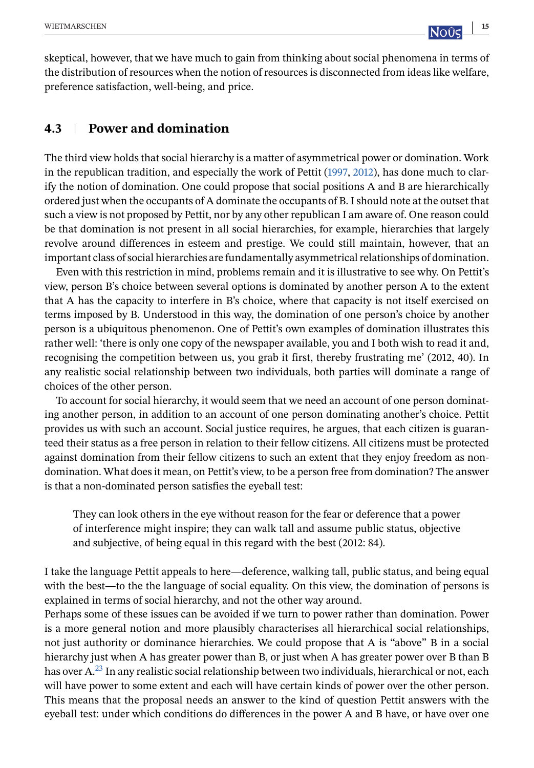skeptical, however, that we have much to gain from thinking about social phenomena in terms of the distribution of resources when the notion of resources is disconnected from ideas like welfare, preference satisfaction, well-being, and price.

### 4.3 | Power and domination

The third view holds that social hierarchy is a matter of asymmetrical power or domination. Work in the republican tradition, and especially the work of Pettit (1997, 2012), has done much to clarify the notion of domination. One could propose that social positions A and B are hierarchically ordered just when the occupants of A dominate the occupants of B. I should note at the outset that such a view is not proposed by Pettit, nor by any other republican I am aware of. One reason could be that domination is not present in all social hierarchies, for example, hierarchies that largely revolve around differences in esteem and prestige. We could still maintain, however, that an important class of social hierarchies are fundamentally asymmetrical relationships of domination.

Even with this restriction in mind, problems remain and it is illustrative to see why. On Pettit's view, person B's choice between several options is dominated by another person A to the extent that A has the capacity to interfere in B's choice, where that capacity is not itself exercised on terms imposed by B. Understood in this way, the domination of one person's choice by another person is a ubiquitous phenomenon. One of Pettit's own examples of domination illustrates this rather well: 'there is only one copy of the newspaper available, you and I both wish to read it and, recognising the competition between us, you grab it first, thereby frustrating me' (2012, 40). In any realistic social relationship between two individuals, both parties will dominate a range of choices of the other person.

To account for social hierarchy, it would seem that we need an account of one person dominating another person, in addition to an account of one person dominating another's choice. Pettit provides us with such an account. Social justice requires, he argues, that each citizen is guaranteed their status as a free person in relation to their fellow citizens. All citizens must be protected against domination from their fellow citizens to such an extent that they enjoy freedom as non-domination. What does it mean, on Pettit's view, to be a person free from domination? The answer is that a non-dominated person satisfies the eyeball test:

> They can look others in the eye without reason for the fear or deference that a power of interference might inspire; they can walk tall and assume public status, objective and subjective, of being equal in this regard with the best (2012: 84).

I take the language Pettit appeals to here—deference, walking tall, public status, and being equal with the best—to the the language of social equality. On this view, the domination of persons is explained in terms of social hierarchy, and not the other way around.

Perhaps some of these issues can be avoided if we turn to power rather than domination. Power is a more general notion and more plausibly characterises all hierarchical social relationships, not just authority or dominance hierarchies. We could propose that A is "above" B in a social hierarchy just when A has greater power than B, or just when A has greater power over B than B has over A.[23] In any realistic social relationship between two individuals, hierarchical or not, each will have power to some extent and each will have certain kinds of power over the other person. This means that the proposal needs an answer to the kind of question Pettit answers with the eyeball test: under which conditions do differences in the power A and B have, or have over one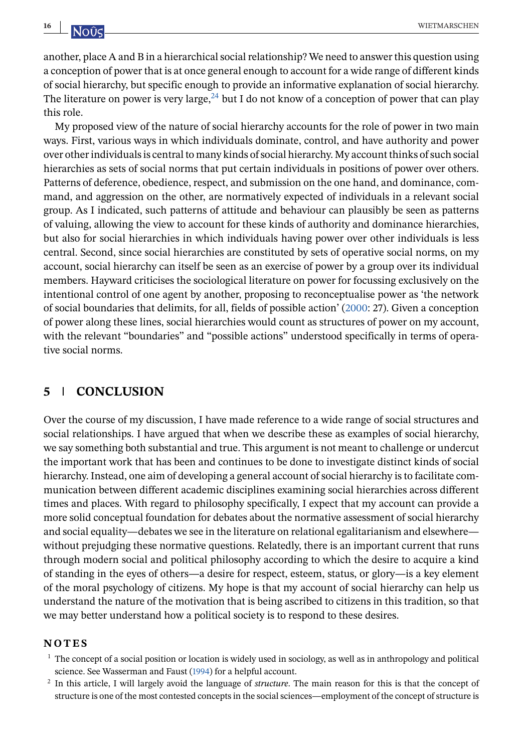another, place A and B in a hierarchical social relationship? We need to answer this question using a conception of power that is at once general enough to account for a wide range of different kinds of social hierarchy, but specific enough to provide an informative explanation of social hierarchy. The literature on power is very large,[24] but I do not know of a conception of power that can play this role.

My proposed view of the nature of social hierarchy accounts for the role of power in two main ways. First, various ways in which individuals dominate, control, and have authority and power over other individuals is central to many kinds of social hierarchy. My account thinks of such social hierarchies as sets of social norms that put certain individuals in positions of power over others. Patterns of deference, obedience, respect, and submission on the one hand, and dominance, command, and aggression on the other, are normatively expected of individuals in a relevant social group. As I indicated, such patterns of attitude and behaviour can plausibly be seen as patterns of valuing, allowing the view to account for these kinds of authority and dominance hierarchies, but also for social hierarchies in which individuals having power over other individuals is less central. Second, since social hierarchies are constituted by sets of operative social norms, on my account, social hierarchy can itself be seen as an exercise of power by a group over its individual members. Hayward criticises the sociological literature on power for focussing exclusively on the intentional control of one agent by another, proposing to reconceptualise power as 'the network of social boundaries that delimits, for all, fields of possible action' (2000: 27). Given a conception of power along these lines, social hierarchies would count as structures of power on my account, with the relevant "boundaries" and "possible actions" understood specifically in terms of operative social norms.

## 5 | CONCLUSION

Over the course of my discussion, I have made reference to a wide range of social structures and social relationships. I have argued that when we describe these as examples of social hierarchy, we say something both substantial and true. This argument is not meant to challenge or undercut the important work that has been and continues to be done to investigate distinct kinds of social hierarchy. Instead, one aim of developing a general account of social hierarchy is to facilitate communication between different academic disciplines examining social hierarchies across different times and places. With regard to philosophy specifically, I expect that my account can provide a more solid conceptual foundation for debates about the normative assessment of social hierarchy and social equality—debates we see in the literature on relational egalitarianism and elsewhere—without prejudging these normative questions. Relatedly, there is an important current that runs through modern social and political philosophy according to which the desire to acquire a kind of standing in the eyes of others—a desire for respect, esteem, status, or glory—is a key element of the moral psychology of citizens. My hope is that my account of social hierarchy can help us understand the nature of the motivation that is being ascribed to citizens in this tradition, so that we may better understand how a political society is to respond to these desires.

### NOTES

[1] The concept of a social position or location is widely used in sociology, as well as in anthropology and political science. See Wasserman and Faust (1994) for a helpful account.

[2] In this article, I will largely avoid the language of *structure*. The main reason for this is that the concept of structure is one of the most contested concepts in the social sciences—employment of the concept of structure is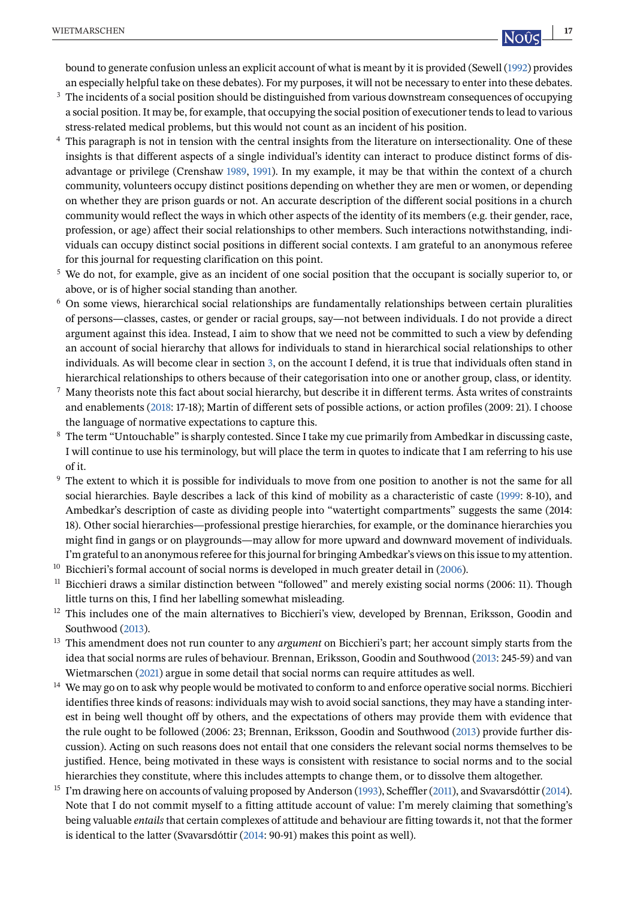bound to generate confusion unless an explicit account of what is meant by it is provided (Sewell (1992) provides an especially helpful take on these debates). For my purposes, it will not be necessary to enter into these debates.

[3] The incidents of a social position should be distinguished from various downstream consequences of occupying a social position. It may be, for example, that occupying the social position of executioner tends to lead to various stress-related medical problems, but this would not count as an incident of his position.

[4] This paragraph is not in tension with the central insights from the literature on intersectionality. One of these insights is that different aspects of a single individual's identity can interact to produce distinct forms of disadvantage or privilege (Crenshaw 1989, 1991). In my example, it may be that within the context of a church community, volunteers occupy distinct positions depending on whether they are men or women, or depending on whether they are prison guards or not. An accurate description of the different social positions in a church community would reflect the ways in which other aspects of the identity of its members (e.g. their gender, race, profession, or age) affect their social relationships to other members. Such interactions notwithstanding, individuals can occupy distinct social positions in different social contexts. I am grateful to an anonymous referee for this journal for requesting clarification on this point.

[5] We do not, for example, give as an incident of one social position that the occupant is socially superior to, or above, or is of higher social standing than another.

[6] On some views, hierarchical social relationships are fundamentally relationships between certain pluralities of persons—classes, castes, or gender or racial groups, say—not between individuals. I do not provide a direct argument against this idea. Instead, I aim to show that we need not be committed to such a view by defending an account of social hierarchy that allows for individuals to stand in hierarchical social relationships to other individuals. As will become clear in section 3, on the account I defend, it is true that individuals often stand in hierarchical relationships to others because of their categorisation into one or another group, class, or identity.

[7] Many theorists note this fact about social hierarchy, but describe it in different terms. Ásta writes of constraints and enablements (2018: 17-18); Martin of different sets of possible actions, or action profiles (2009: 21). I choose the language of normative expectations to capture this.

[8] The term "Untouchable" is sharply contested. Since I take my cue primarily from Ambedkar in discussing caste, I will continue to use his terminology, but will place the term in quotes to indicate that I am referring to his use of it.

[9] The extent to which it is possible for individuals to move from one position to another is not the same for all social hierarchies. Bayle describes a lack of this kind of mobility as a characteristic of caste (1999: 8-10), and Ambedkar's description of caste as dividing people into "watertight compartments" suggests the same (2014: 18). Other social hierarchies—professional prestige hierarchies, for example, or the dominance hierarchies you might find in gangs or on playgrounds—may allow for more upward and downward movement of individuals. I'm grateful to an anonymous referee for this journal for bringing Ambedkar's views on this issue to my attention.

[10] Bicchieri's formal account of social norms is developed in much greater detail in (2006).

[11] Bicchieri draws a similar distinction between "followed" and merely existing social norms (2006: 11). Though little turns on this, I find her labelling somewhat misleading.

[12] This includes one of the main alternatives to Bicchieri's view, developed by Brennan, Eriksson, Goodin and Southwood (2013).

[13] This amendment does not run counter to any *argument* on Bicchieri's part; her account simply starts from the idea that social norms are rules of behaviour. Brennan, Eriksson, Goodin and Southwood (2013: 245-59) and van Wietmarschen (2021) argue in some detail that social norms can require attitudes as well.

[14] We may go on to ask why people would be motivated to conform to and enforce operative social norms. Bicchieri identifies three kinds of reasons: individuals may wish to avoid social sanctions, they may have a standing interest in being well thought off by others, and the expectations of others may provide them with evidence that the rule ought to be followed (2006: 23; Brennan, Eriksson, Goodin and Southwood (2013) provide further discussion). Acting on such reasons does not entail that one considers the relevant social norms themselves to be justified. Hence, being motivated in these ways is consistent with resistance to social norms and to the social hierarchies they constitute, where this includes attempts to change them, or to dissolve them altogether.

[15] I'm drawing here on accounts of valuing proposed by Anderson (1993), Scheffler (2011), and Svavarsdóttir (2014). Note that I do not commit myself to a fitting attitude account of value: I'm merely claiming that something's being valuable *entails* that certain complexes of attitude and behaviour are fitting towards it, not that the former is identical to the latter (Svavarsdóttir (2014: 90-91) makes this point as well).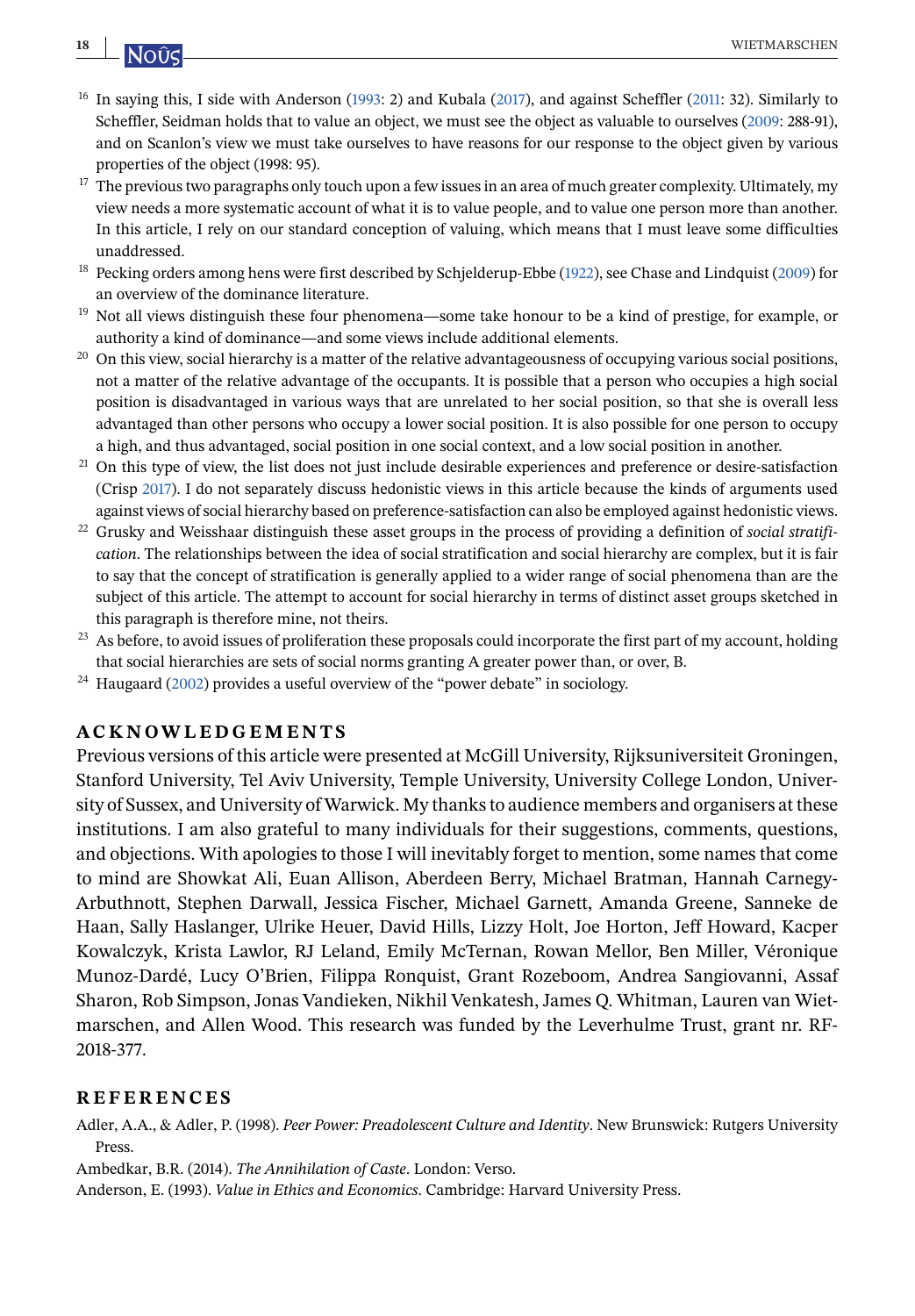[16] In saying this, I side with Anderson (1993: 2) and Kubala (2017), and against Scheffler (2011: 32). Similarly to Scheffler, Seidman holds that to value an object, we must see the object as valuable to ourselves (2009: 288-91), and on Scanlon's view we must take ourselves to have reasons for our response to the object given by various properties of the object (1998: 95).

[17] The previous two paragraphs only touch upon a few issues in an area of much greater complexity. Ultimately, my view needs a more systematic account of what it is to value people, and to value one person more than another. In this article, I rely on our standard conception of valuing, which means that I must leave some difficulties unaddressed.

[18] Pecking orders among hens were first described by Schjelderup-Ebbe (1922), see Chase and Lindquist (2009) for an overview of the dominance literature.

[19] Not all views distinguish these four phenomena—some take honour to be a kind of prestige, for example, or authority a kind of dominance—and some views include additional elements.

[20] On this view, social hierarchy is a matter of the relative advantageousness of occupying various social positions, not a matter of the relative advantage of the occupants. It is possible that a person who occupies a high social position is disadvantaged in various ways that are unrelated to her social position, so that she is overall less advantaged than other persons who occupy a lower social position. It is also possible for one person to occupy a high, and thus advantaged, social position in one social context, and a low social position in another.

[21] On this type of view, the list does not just include desirable experiences and preference or desire-satisfaction (Crisp 2017). I do not separately discuss hedonistic views in this article because the kinds of arguments used against views of social hierarchy based on preference-satisfaction can also be employed against hedonistic views.

[22] Grusky and Weisshaar distinguish these asset groups in the process of providing a definition of *social stratification*. The relationships between the idea of social stratification and social hierarchy are complex, but it is fair to say that the concept of stratification is generally applied to a wider range of social phenomena than are the subject of this article. The attempt to account for social hierarchy in terms of distinct asset groups sketched in this paragraph is therefore mine, not theirs.

[23] As before, to avoid issues of proliferation these proposals could incorporate the first part of my account, holding that social hierarchies are sets of social norms granting A greater power than, or over, B.

[24] Haugaard (2002) provides a useful overview of the "power debate" in sociology.

## ACKNOWLEDGEMENTS

Previous versions of this article were presented at McGill University, Rijksuniversiteit Groningen, Stanford University, Tel Aviv University, Temple University, University College London, University of Sussex, and University of Warwick. My thanks to audience members and organisers at these institutions. I am also grateful to many individuals for their suggestions, comments, questions, and objections. With apologies to those I will inevitably forget to mention, some names that come to mind are Showkat Ali, Euan Allison, Aberdeen Berry, Michael Bratman, Hannah Carnegy-Arbuthnott, Stephen Darwall, Jessica Fischer, Michael Garnett, Amanda Greene, Sanneke de Haan, Sally Haslanger, Ulrike Heuer, David Hills, Lizzy Holt, Joe Horton, Jeff Howard, Kacper Kowalczyk, Krista Lawlor, RJ Leland, Emily McTernan, Rowan Mellor, Ben Miller, Véronique Munoz-Dardé, Lucy O'Brien, Filippa Ronquist, Grant Rozeboom, Andrea Sangiovanni, Assaf Sharon, Rob Simpson, Jonas Vandieken, Nikhil Venkatesh, James Q. Whitman, Lauren van Wietmarschen, and Allen Wood. This research was funded by the Leverhulme Trust, grant nr. RF-2018-377.

## REFERENCES

Adler, A.A., & Adler, P. (1998). *Peer Power: Preadolescent Culture and Identity*. New Brunswick: Rutgers University Press.

Ambedkar, B.R. (2014). *The Annihilation of Caste*. London: Verso.

Anderson, E. (1993). *Value in Ethics and Economics*. Cambridge: Harvard University Press.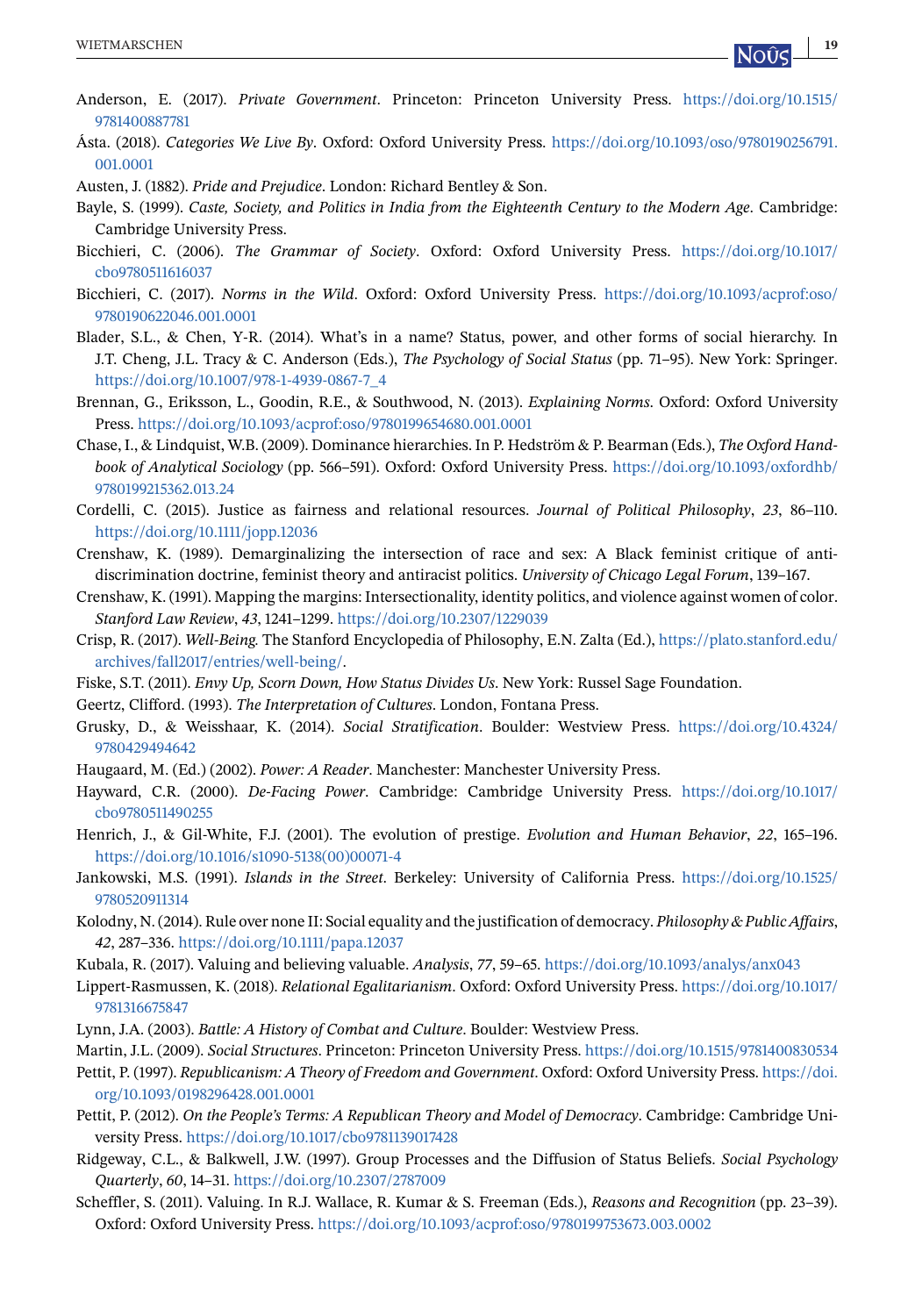Anderson, E. (2017). *Private Government*. Princeton: Princeton University Press. https://doi.org/10.1515/9781400887781

Ásta. (2018). *Categories We Live By*. Oxford: Oxford University Press. https://doi.org/10.1093/oso/9780190256791.001.0001

Austen, J. (1882). *Pride and Prejudice*. London: Richard Bentley & Son.

Bayle, S. (1999). *Caste, Society, and Politics in India from the Eighteenth Century to the Modern Age*. Cambridge: Cambridge University Press.

Bicchieri, C. (2006). *The Grammar of Society*. Oxford: Oxford University Press. https://doi.org/10.1017/cbo9780511616037

Bicchieri, C. (2017). *Norms in the Wild*. Oxford: Oxford University Press. https://doi.org/10.1093/acprof:oso/9780190622046.001.0001

Blader, S.L., & Chen, Y-R. (2014). What's in a name? Status, power, and other forms of social hierarchy. In J.T. Cheng, J.L. Tracy & C. Anderson (Eds.), *The Psychology of Social Status* (pp. 71–95). New York: Springer. https://doi.org/10.1007/978-1-4939-0867-7_4

Brennan, G., Eriksson, L., Goodin, R.E., & Southwood, N. (2013). *Explaining Norms*. Oxford: Oxford University Press. https://doi.org/10.1093/acprof:oso/9780199654680.001.0001

Chase, I., & Lindquist, W.B. (2009). Dominance hierarchies. In P. Hedström & P. Bearman (Eds.), *The Oxford Handbook of Analytical Sociology* (pp. 566–591). Oxford: Oxford University Press. https://doi.org/10.1093/oxfordhb/9780199215362.013.24

Cordelli, C. (2015). Justice as fairness and relational resources. *Journal of Political Philosophy*, *23*, 86–110. https://doi.org/10.1111/jopp.12036

Crenshaw, K. (1989). Demarginalizing the intersection of race and sex: A Black feminist critique of antidiscrimination doctrine, feminist theory and antiracist politics. *University of Chicago Legal Forum*, 139–167.

Crenshaw, K. (1991). Mapping the margins: Intersectionality, identity politics, and violence against women of color. *Stanford Law Review*, *43*, 1241–1299. https://doi.org/10.2307/1229039

Crisp, R. (2017). *Well-Being.* The Stanford Encyclopedia of Philosophy, E.N. Zalta (Ed.), https://plato.stanford.edu/archives/fall2017/entries/well-being/.

Fiske, S.T. (2011). *Envy Up, Scorn Down, How Status Divides Us*. New York: Russel Sage Foundation.

Geertz, Clifford. (1993). *The Interpretation of Cultures*. London, Fontana Press.

Grusky, D., & Weisshaar, K. (2014). *Social Stratification*. Boulder: Westview Press. https://doi.org/10.4324/9780429494642

Haugaard, M. (Ed.) (2002). *Power: A Reader*. Manchester: Manchester University Press.

Hayward, C.R. (2000). *De-Facing Power*. Cambridge: Cambridge University Press. https://doi.org/10.1017/cbo9780511490255

Henrich, J., & Gil-White, F.J. (2001). The evolution of prestige. *Evolution and Human Behavior*, *22*, 165–196. https://doi.org/10.1016/s1090-5138(00)00071-4

Jankowski, M.S. (1991). *Islands in the Street*. Berkeley: University of California Press. https://doi.org/10.1525/9780520911314

Kolodny, N. (2014). Rule over none II: Social equality and the justification of democracy. *Philosophy & Public Affairs*, *42*, 287–336. https://doi.org/10.1111/papa.12037

Kubala, R. (2017). Valuing and believing valuable. *Analysis*, *77*, 59–65. https://doi.org/10.1093/analys/anx043

Lippert-Rasmussen, K. (2018). *Relational Egalitarianism*. Oxford: Oxford University Press. https://doi.org/10.1017/9781316675847

Lynn, J.A. (2003). *Battle: A History of Combat and Culture*. Boulder: Westview Press.

Martin, J.L. (2009). *Social Structures*. Princeton: Princeton University Press. https://doi.org/10.1515/9781400830534

Pettit, P. (1997). *Republicanism: A Theory of Freedom and Government*. Oxford: Oxford University Press. https://doi.org/10.1093/0198296428.001.0001

Pettit, P. (2012). *On the People's Terms: A Republican Theory and Model of Democracy*. Cambridge: Cambridge University Press. https://doi.org/10.1017/cbo9781139017428

Ridgeway, C.L., & Balkwell, J.W. (1997). Group Processes and the Diffusion of Status Beliefs. *Social Psychology Quarterly*, *60*, 14–31. https://doi.org/10.2307/2787009

Scheffler, S. (2011). Valuing. In R.J. Wallace, R. Kumar & S. Freeman (Eds.), *Reasons and Recognition* (pp. 23–39). Oxford: Oxford University Press. https://doi.org/10.1093/acprof:oso/9780199753673.003.0002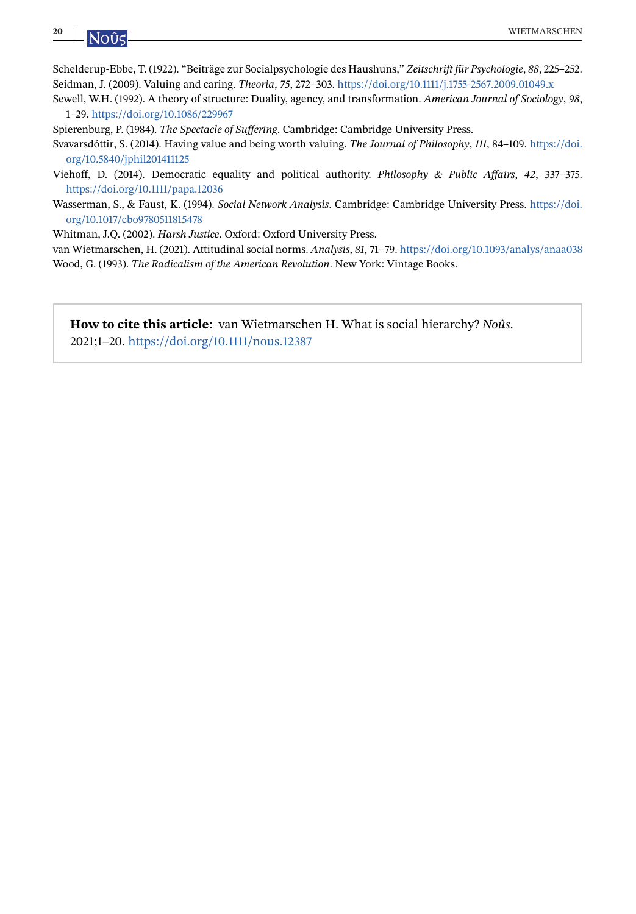Schelderup-Ebbe, T. (1922). "Beiträge zur Socialpsychologie des Haushuns," *Zeitschrift für Psychologie*, *88*, 225–252.

Seidman, J. (2009). Valuing and caring. *Theoria*, *75*, 272–303. https://doi.org/10.1111/j.1755-2567.2009.01049.x

Sewell, W.H. (1992). A theory of structure: Duality, agency, and transformation. *American Journal of Sociology*, *98*, 1–29. https://doi.org/10.1086/229967

Spierenburg, P. (1984). *The Spectacle of Suffering*. Cambridge: Cambridge University Press.

Svavarsdóttir, S. (2014). Having value and being worth valuing. *The Journal of Philosophy*, *111*, 84–109. https://doi.org/10.5840/jphil201411125

Viehoff, D. (2014). Democratic equality and political authority. *Philosophy & Public Affairs*, *42*, 337–375. https://doi.org/10.1111/papa.12036

Wasserman, S., & Faust, K. (1994). *Social Network Analysis*. Cambridge: Cambridge University Press. https://doi.org/10.1017/cbo9780511815478

Whitman, J.Q. (2002). *Harsh Justice*. Oxford: Oxford University Press.

van Wietmarschen, H. (2021). Attitudinal social norms. *Analysis*, *81*, 71–79. https://doi.org/10.1093/analys/anaa038

Wood, G. (1993). *The Radicalism of the American Revolution*. New York: Vintage Books.

**How to cite this article:** van Wietmarschen H. What is social hierarchy? *Noûs*. 2021;1–20. https://doi.org/10.1111/nous.12387